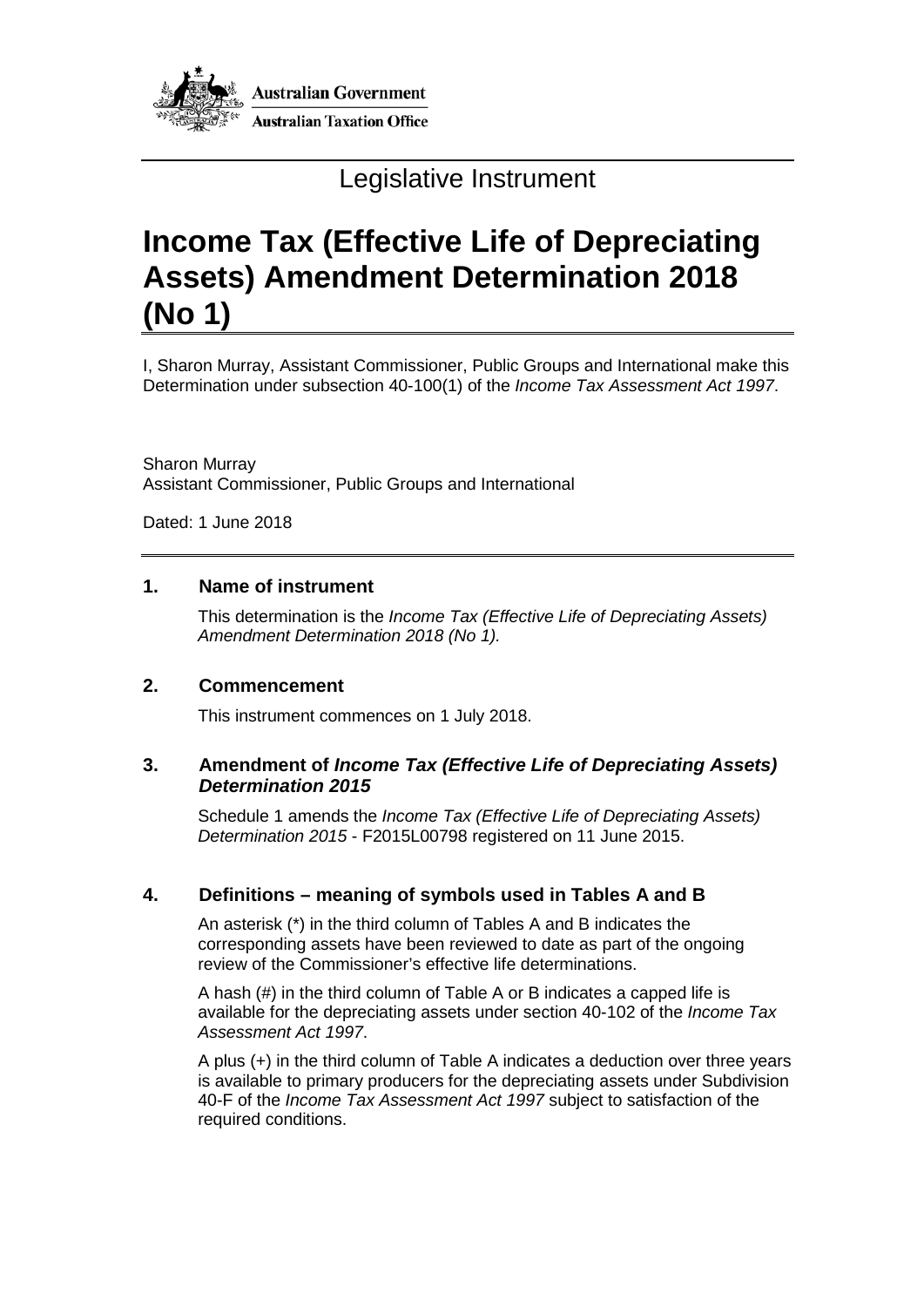Australian Government

Australian Taxation Office

Legislative Instrument

# Income Tax (Effective Life of Depreciating Assets) Amendment Determination 2018 (No 1)

I, Sharon Murray, Assistant Commissioner, Public Groups and International make this Determination under subsection 40-100(1) of the *Income Tax Assessment Act 1997*.

Sharon Murray
Assistant Commissioner, Public Groups and International

Dated: 1 June 2018

## 1. Name of instrument

This determination is the *Income Tax (Effective Life of Depreciating Assets) Amendment Determination 2018 (No 1).*

## 2. Commencement

This instrument commences on 1 July 2018.

## 3. Amendment of *Income Tax (Effective Life of Depreciating Assets) Determination 2015*

Schedule 1 amends the *Income Tax (Effective Life of Depreciating Assets) Determination 2015* - F2015L00798 registered on 11 June 2015.

## 4. Definitions – meaning of symbols used in Tables A and B

An asterisk (*) in the third column of Tables A and B indicates the corresponding assets have been reviewed to date as part of the ongoing review of the Commissioner's effective life determinations.

A hash (#) in the third column of Table A or B indicates a capped life is available for the depreciating assets under section 40-102 of the *Income Tax Assessment Act 1997*.

A plus (+) in the third column of Table A indicates a deduction over three years is available to primary producers for the depreciating assets under Subdivision 40-F of the *Income Tax Assessment Act 1997* subject to satisfaction of the required conditions.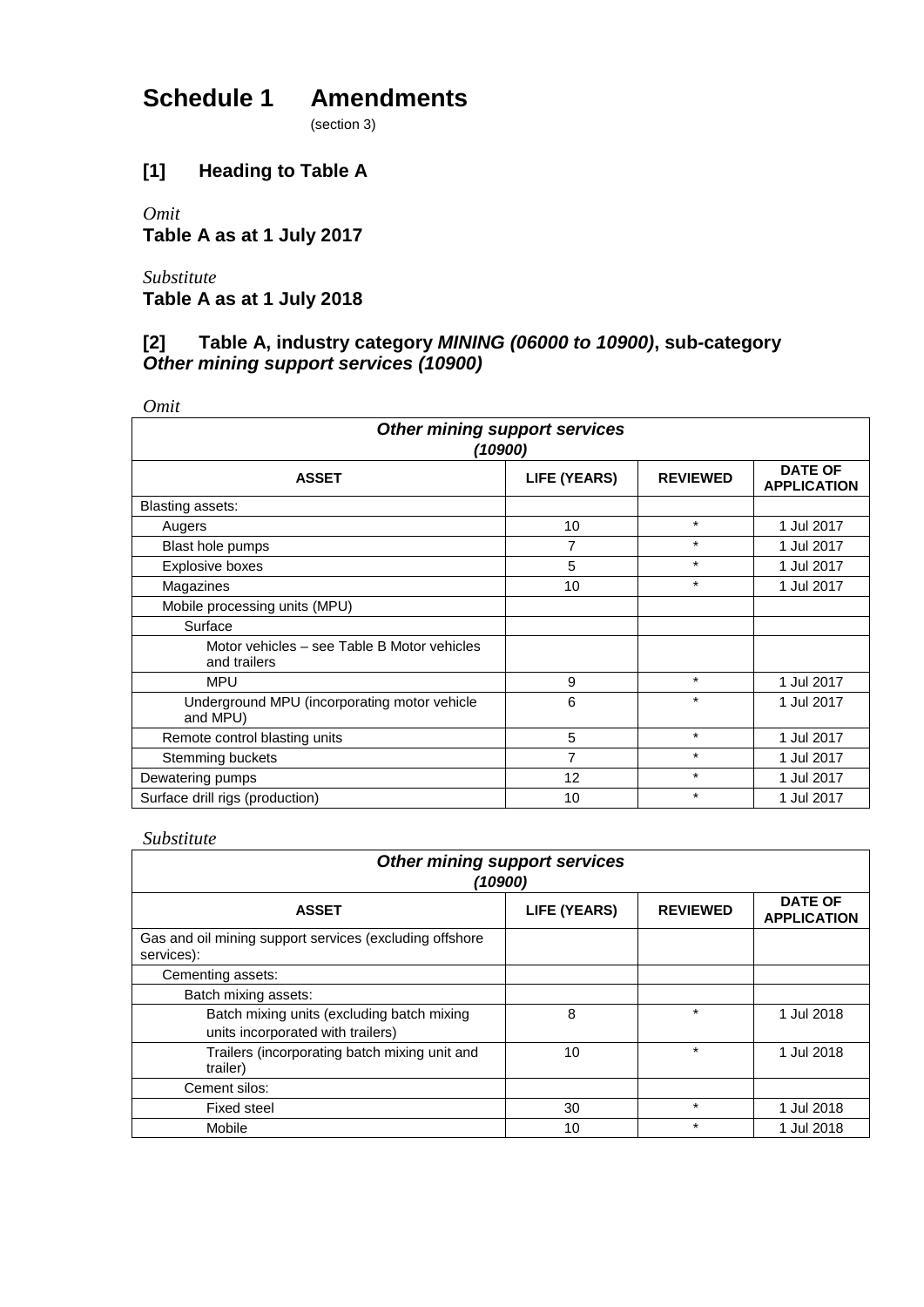# Schedule 1 Amendments

(section 3)

## [1] Heading to Table A

*Omit*

**Table A as at 1 July 2017**

*Substitute*

**Table A as at 1 July 2018**

## [2] Table A, industry category *MINING (06000 to 10900)*, sub-category *Other mining support services (10900)*

*Omit*

| ***Other mining support services (10900)*** | | | |
|---|---|---|---|
| **ASSET** | **LIFE (YEARS)** | **REVIEWED** | **DATE OF APPLICATION** |
| Blasting assets: | | | |
| Augers | 10 | * | 1 Jul 2017 |
| Blast hole pumps | 7 | * | 1 Jul 2017 |
| Explosive boxes | 5 | * | 1 Jul 2017 |
| Magazines | 10 | * | 1 Jul 2017 |
| Mobile processing units (MPU) | | | |
| Surface | | | |
| Motor vehicles – see Table B Motor vehicles and trailers | | | |
| MPU | 9 | * | 1 Jul 2017 |
| Underground MPU (incorporating motor vehicle and MPU) | 6 | * | 1 Jul 2017 |
| Remote control blasting units | 5 | * | 1 Jul 2017 |
| Stemming buckets | 7 | * | 1 Jul 2017 |
| Dewatering pumps | 12 | * | 1 Jul 2017 |
| Surface drill rigs (production) | 10 | * | 1 Jul 2017 |

*Substitute*

| ***Other mining support services (10900)*** | | | |
|---|---|---|---|
| **ASSET** | **LIFE (YEARS)** | **REVIEWED** | **DATE OF APPLICATION** |
| Gas and oil mining support services (excluding offshore services): | | | |
| Cementing assets: | | | |
| Batch mixing assets: | | | |
| Batch mixing units (excluding batch mixing units incorporated with trailers) | 8 | * | 1 Jul 2018 |
| Trailers (incorporating batch mixing unit and trailer) | 10 | * | 1 Jul 2018 |
| Cement silos: | | | |
| Fixed steel | 30 | * | 1 Jul 2018 |
| Mobile | 10 | * | 1 Jul 2018 |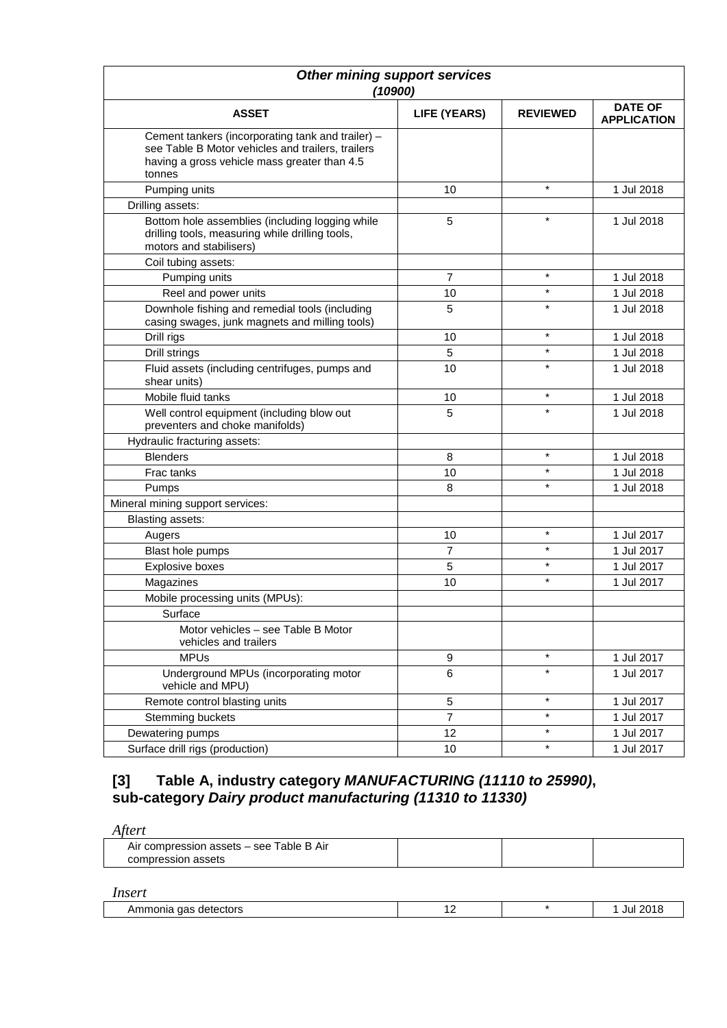| *Other mining support services* *(10900)* | | | |
|---|---|---|---|
| **ASSET** | **LIFE (YEARS)** | **REVIEWED** | **DATE OF APPLICATION** |
| Cement tankers (incorporating tank and trailer) – see Table B Motor vehicles and trailers, trailers having a gross vehicle mass greater than 4.5 tonnes | | | |
| Pumping units | 10 | * | 1 Jul 2018 |
| Drilling assets: | | | |
| Bottom hole assemblies (including logging while drilling tools, measuring while drilling tools, motors and stabilisers) | 5 | * | 1 Jul 2018 |
| Coil tubing assets: | | | |
| Pumping units | 7 | * | 1 Jul 2018 |
| Reel and power units | 10 | * | 1 Jul 2018 |
| Downhole fishing and remedial tools (including casing swages, junk magnets and milling tools) | 5 | * | 1 Jul 2018 |
| Drill rigs | 10 | * | 1 Jul 2018 |
| Drill strings | 5 | * | 1 Jul 2018 |
| Fluid assets (including centrifuges, pumps and shear units) | 10 | * | 1 Jul 2018 |
| Mobile fluid tanks | 10 | * | 1 Jul 2018 |
| Well control equipment (including blow out preventers and choke manifolds) | 5 | * | 1 Jul 2018 |
| Hydraulic fracturing assets: | | | |
| Blenders | 8 | * | 1 Jul 2018 |
| Frac tanks | 10 | * | 1 Jul 2018 |
| Pumps | 8 | * | 1 Jul 2018 |
| Mineral mining support services: | | | |
| Blasting assets: | | | |
| Augers | 10 | * | 1 Jul 2017 |
| Blast hole pumps | 7 | * | 1 Jul 2017 |
| Explosive boxes | 5 | * | 1 Jul 2017 |
| Magazines | 10 | * | 1 Jul 2017 |
| Mobile processing units (MPUs): | | | |
| Surface | | | |
| Motor vehicles – see Table B Motor vehicles and trailers | | | |
| MPUs | 9 | * | 1 Jul 2017 |
| Underground MPUs (incorporating motor vehicle and MPU) | 6 | * | 1 Jul 2017 |
| Remote control blasting units | 5 | * | 1 Jul 2017 |
| Stemming buckets | 7 | * | 1 Jul 2017 |
| Dewatering pumps | 12 | * | 1 Jul 2017 |
| Surface drill rigs (production) | 10 | * | 1 Jul 2017 |

## [3] Table A, industry category *MANUFACTURING (11110 to 25990)*, sub-category *Dairy product manufacturing (11310 to 11330)*

*Aftert*

| | | | |
|---|---|---|---|
| Air compression assets – see Table B Air compression assets | | | |

*Insert*

| | | | |
|---|---|---|---|
| Ammonia gas detectors | 12 | * | 1 Jul 2018 |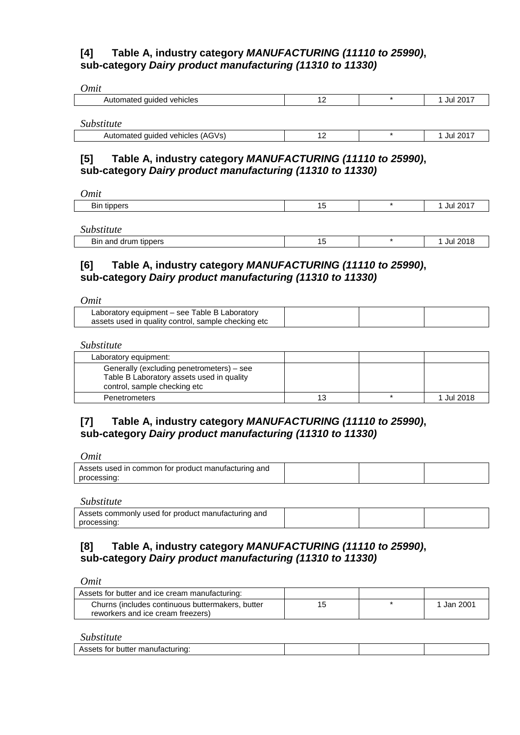### [4] Table A, industry category *MANUFACTURING (11110 to 25990)*, sub-category *Dairy product manufacturing (11310 to 11330)*

*Omit*

| | | | |
|---|---|---|---|
| Automated guided vehicles | 12 | * | 1 Jul 2017 |

*Substitute*

| | | | |
|---|---|---|---|
| Automated guided vehicles (AGVs) | 12 | * | 1 Jul 2017 |

### [5] Table A, industry category *MANUFACTURING (11110 to 25990)*, sub-category *Dairy product manufacturing (11310 to 11330)*

*Omit*

| | | | |
|---|---|---|---|
| Bin tippers | 15 | * | 1 Jul 2017 |

*Substitute*

| | | | |
|---|---|---|---|
| Bin and drum tippers | 15 | * | 1 Jul 2018 |

### [6] Table A, industry category *MANUFACTURING (11110 to 25990)*, sub-category *Dairy product manufacturing (11310 to 11330)*

*Omit*

| | | | |
|---|---|---|---|
| Laboratory equipment – see Table B Laboratory assets used in quality control, sample checking etc | | | |

*Substitute*

| | | | |
|---|---|---|---|
| Laboratory equipment: | | | |
| Generally (excluding penetrometers) – see Table B Laboratory assets used in quality control, sample checking etc | | | |
| Penetrometers | 13 | * | 1 Jul 2018 |

### [7] Table A, industry category *MANUFACTURING (11110 to 25990)*, sub-category *Dairy product manufacturing (11310 to 11330)*

*Omit*

| | | | |
|---|---|---|---|
| Assets used in common for product manufacturing and processing: | | | |

*Substitute*

| | | | |
|---|---|---|---|
| Assets commonly used for product manufacturing and processing: | | | |

### [8] Table A, industry category *MANUFACTURING (11110 to 25990)*, sub-category *Dairy product manufacturing (11310 to 11330)*

*Omit*

| | | | |
|---|---|---|---|
| Assets for butter and ice cream manufacturing: | | | |
| Churns (includes continuous buttermakers, butter reworkers and ice cream freezers) | 15 | * | 1 Jan 2001 |

*Substitute*

| | | | |
|---|---|---|---|
| Assets for butter manufacturing: | | | |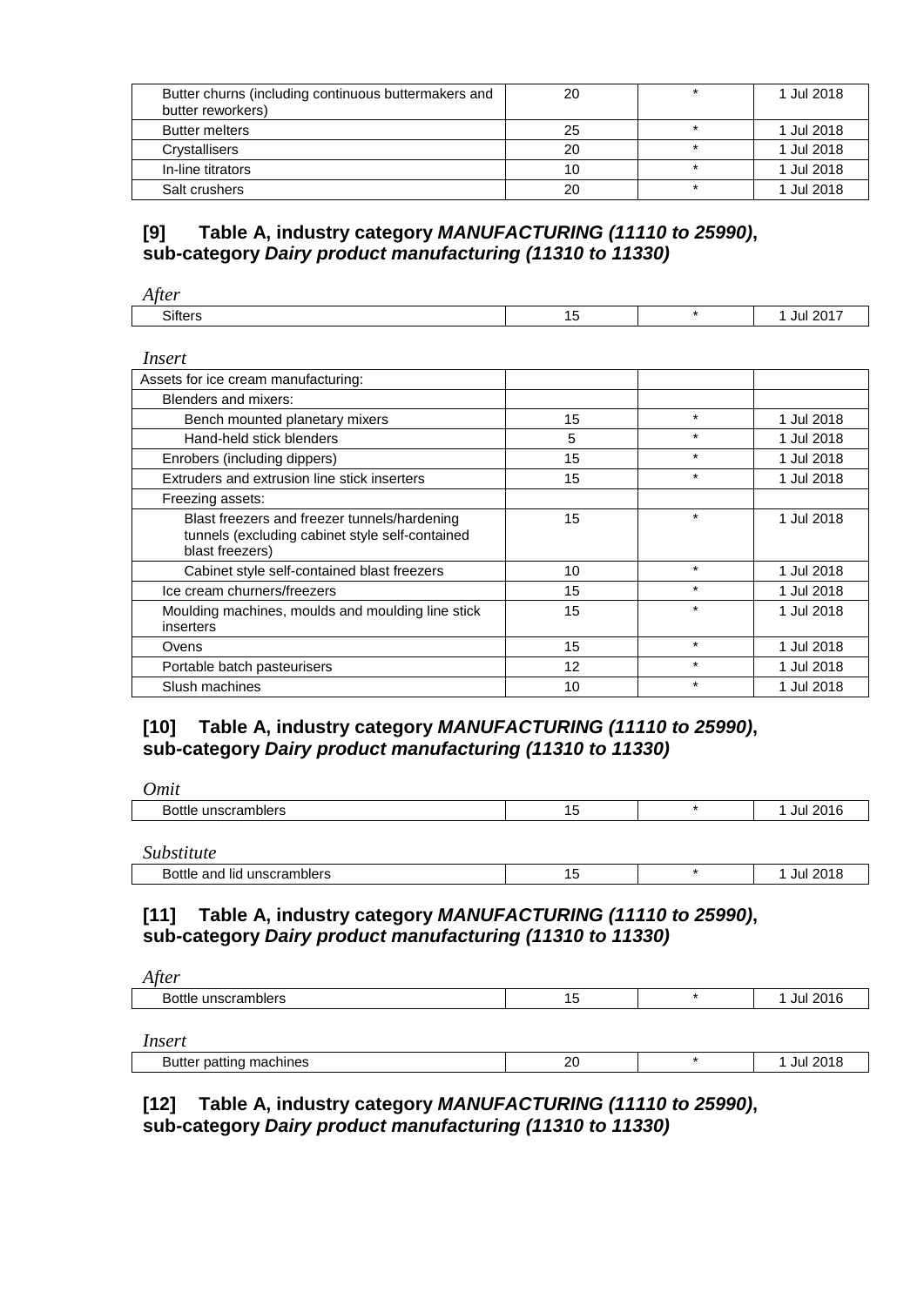| | | | |
|---|---|---|---|
| Butter churns (including continuous buttermakers and butter reworkers) | 20 | * | 1 Jul 2018 |
| Butter melters | 25 | * | 1 Jul 2018 |
| Crystallisers | 20 | * | 1 Jul 2018 |
| In-line titrators | 10 | * | 1 Jul 2018 |
| Salt crushers | 20 | * | 1 Jul 2018 |

## [9] Table A, industry category *MANUFACTURING (11110 to 25990)*, sub-category *Dairy product manufacturing (11310 to 11330)*

*After*

| | | | |
|---|---|---|---|
| Sifters | 15 | * | 1 Jul 2017 |

*Insert*

| | | | |
|---|---|---|---|
| Assets for ice cream manufacturing: | | | |
| Blenders and mixers: | | | |
| Bench mounted planetary mixers | 15 | * | 1 Jul 2018 |
| Hand-held stick blenders | 5 | * | 1 Jul 2018 |
| Enrobers (including dippers) | 15 | * | 1 Jul 2018 |
| Extruders and extrusion line stick inserters | 15 | * | 1 Jul 2018 |
| Freezing assets: | | | |
| Blast freezers and freezer tunnels/hardening tunnels (excluding cabinet style self-contained blast freezers) | 15 | * | 1 Jul 2018 |
| Cabinet style self-contained blast freezers | 10 | * | 1 Jul 2018 |
| Ice cream churners/freezers | 15 | * | 1 Jul 2018 |
| Moulding machines, moulds and moulding line stick inserters | 15 | * | 1 Jul 2018 |
| Ovens | 15 | * | 1 Jul 2018 |
| Portable batch pasteurisers | 12 | * | 1 Jul 2018 |
| Slush machines | 10 | * | 1 Jul 2018 |

## [10] Table A, industry category *MANUFACTURING (11110 to 25990)*, sub-category *Dairy product manufacturing (11310 to 11330)*

*Omit*

| | | | |
|---|---|---|---|
| Bottle unscramblers | 15 | * | 1 Jul 2016 |

*Substitute*

| | | | |
|---|---|---|---|
| Bottle and lid unscramblers | 15 | * | 1 Jul 2018 |

## [11] Table A, industry category *MANUFACTURING (11110 to 25990)*, sub-category *Dairy product manufacturing (11310 to 11330)*

*After*

| | | | |
|---|---|---|---|
| Bottle unscramblers | 15 | * | 1 Jul 2016 |

*Insert*

| | | | |
|---|---|---|---|
| Butter patting machines | 20 | * | 1 Jul 2018 |

## [12] Table A, industry category *MANUFACTURING (11110 to 25990)*, sub-category *Dairy product manufacturing (11310 to 11330)*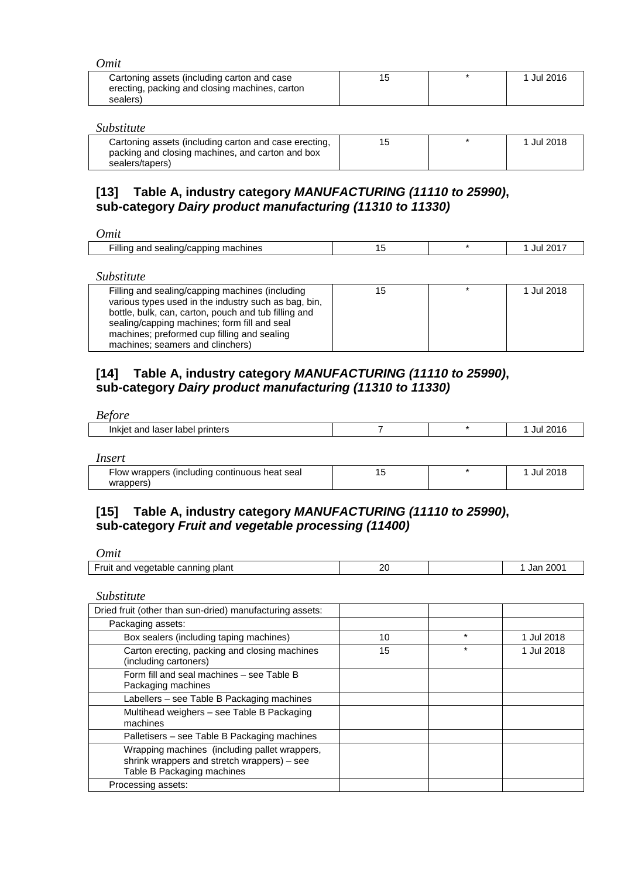*Omit*

| | | | |
|---|---|---|---|
| Cartoning assets (including carton and case erecting, packing and closing machines, carton sealers) | 15 | * | 1 Jul 2016 |

*Substitute*

| | | | |
|---|---|---|---|
| Cartoning assets (including carton and case erecting, packing and closing machines, and carton and box sealers/tapers) | 15 | * | 1 Jul 2018 |

### [13] Table A, industry category *MANUFACTURING (11110 to 25990)*, sub-category *Dairy product manufacturing (11310 to 11330)*

*Omit*

| | | | |
|---|---|---|---|
| Filling and sealing/capping machines | 15 | * | 1 Jul 2017 |

*Substitute*

| | | | |
|---|---|---|---|
| Filling and sealing/capping machines (including various types used in the industry such as bag, bin, bottle, bulk, can, carton, pouch and tub filling and sealing/capping machines; form fill and seal machines; preformed cup filling and sealing machines; seamers and clinchers) | 15 | * | 1 Jul 2018 |

### [14] Table A, industry category *MANUFACTURING (11110 to 25990)*, sub-category *Dairy product manufacturing (11310 to 11330)*

*Before*

| | | | |
|---|---|---|---|
| Inkjet and laser label printers | 7 | * | 1 Jul 2016 |

*Insert*

| | | | |
|---|---|---|---|
| Flow wrappers (including continuous heat seal wrappers) | 15 | * | 1 Jul 2018 |

### [15] Table A, industry category *MANUFACTURING (11110 to 25990)*, sub-category *Fruit and vegetable processing (11400)*

*Omit*

| | | | |
|---|---|---|---|
| Fruit and vegetable canning plant | 20 | | 1 Jan 2001 |

*Substitute*

| | | | |
|---|---|---|---|
| Dried fruit (other than sun-dried) manufacturing assets: | | | |
| Packaging assets: | | | |
| Box sealers (including taping machines) | 10 | * | 1 Jul 2018 |
| Carton erecting, packing and closing machines (including cartoners) | 15 | * | 1 Jul 2018 |
| Form fill and seal machines – see Table B Packaging machines | | | |
| Labellers – see Table B Packaging machines | | | |
| Multihead weighers – see Table B Packaging machines | | | |
| Palletisers – see Table B Packaging machines | | | |
| Wrapping machines (including pallet wrappers, shrink wrappers and stretch wrappers) – see Table B Packaging machines | | | |
| Processing assets: | | | |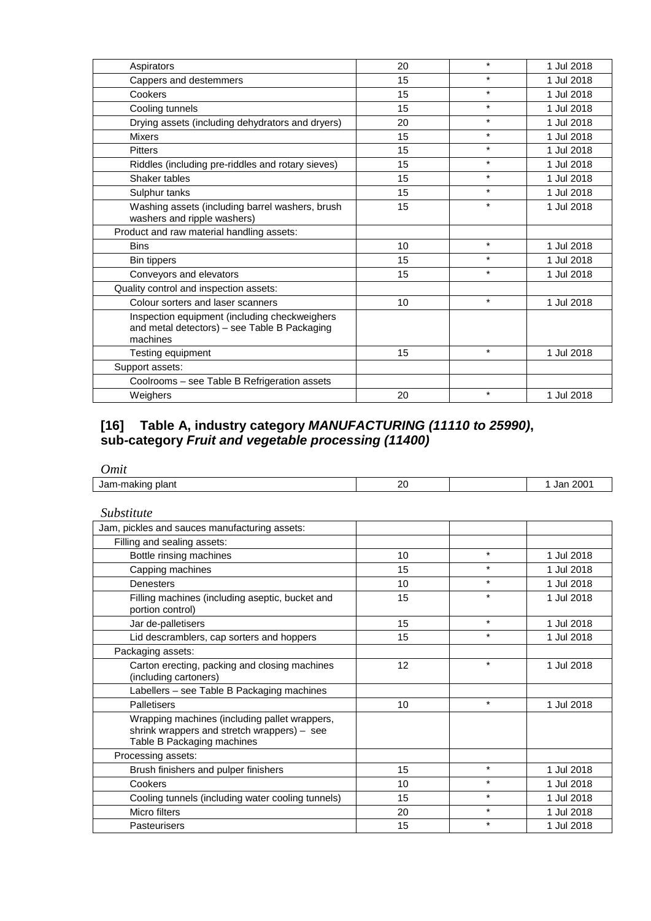| | | | |
|---|---|---|---|
| Aspirators | 20 | * | 1 Jul 2018 |
| Cappers and destemmers | 15 | * | 1 Jul 2018 |
| Cookers | 15 | * | 1 Jul 2018 |
| Cooling tunnels | 15 | * | 1 Jul 2018 |
| Drying assets (including dehydrators and dryers) | 20 | * | 1 Jul 2018 |
| Mixers | 15 | * | 1 Jul 2018 |
| Pitters | 15 | * | 1 Jul 2018 |
| Riddles (including pre-riddles and rotary sieves) | 15 | * | 1 Jul 2018 |
| Shaker tables | 15 | * | 1 Jul 2018 |
| Sulphur tanks | 15 | * | 1 Jul 2018 |
| Washing assets (including barrel washers, brush washers and ripple washers) | 15 | * | 1 Jul 2018 |
| Product and raw material handling assets: | | | |
| Bins | 10 | * | 1 Jul 2018 |
| Bin tippers | 15 | * | 1 Jul 2018 |
| Conveyors and elevators | 15 | * | 1 Jul 2018 |
| Quality control and inspection assets: | | | |
| Colour sorters and laser scanners | 10 | * | 1 Jul 2018 |
| Inspection equipment (including checkweighers and metal detectors) – see Table B Packaging machines | | | |
| Testing equipment | 15 | * | 1 Jul 2018 |
| Support assets: | | | |
| Coolrooms – see Table B Refrigeration assets | | | |
| Weighers | 20 | * | 1 Jul 2018 |

## [16] Table A, industry category *MANUFACTURING (11110 to 25990)*, sub-category *Fruit and vegetable processing (11400)*

*Omit*

| | | | |
|---|---|---|---|
| Jam-making plant | 20 | | 1 Jan 2001 |

*Substitute*

| | | | |
|---|---|---|---|
| Jam, pickles and sauces manufacturing assets: | | | |
| Filling and sealing assets: | | | |
| Bottle rinsing machines | 10 | * | 1 Jul 2018 |
| Capping machines | 15 | * | 1 Jul 2018 |
| Denesters | 10 | * | 1 Jul 2018 |
| Filling machines (including aseptic, bucket and portion control) | 15 | * | 1 Jul 2018 |
| Jar de-palletisers | 15 | * | 1 Jul 2018 |
| Lid descramblers, cap sorters and hoppers | 15 | * | 1 Jul 2018 |
| Packaging assets: | | | |
| Carton erecting, packing and closing machines (including cartoners) | 12 | * | 1 Jul 2018 |
| Labellers – see Table B Packaging machines | | | |
| Palletisers | 10 | * | 1 Jul 2018 |
| Wrapping machines (including pallet wrappers, shrink wrappers and stretch wrappers) – see Table B Packaging machines | | | |
| Processing assets: | | | |
| Brush finishers and pulper finishers | 15 | * | 1 Jul 2018 |
| Cookers | 10 | * | 1 Jul 2018 |
| Cooling tunnels (including water cooling tunnels) | 15 | * | 1 Jul 2018 |
| Micro filters | 20 | * | 1 Jul 2018 |
| Pasteurisers | 15 | * | 1 Jul 2018 |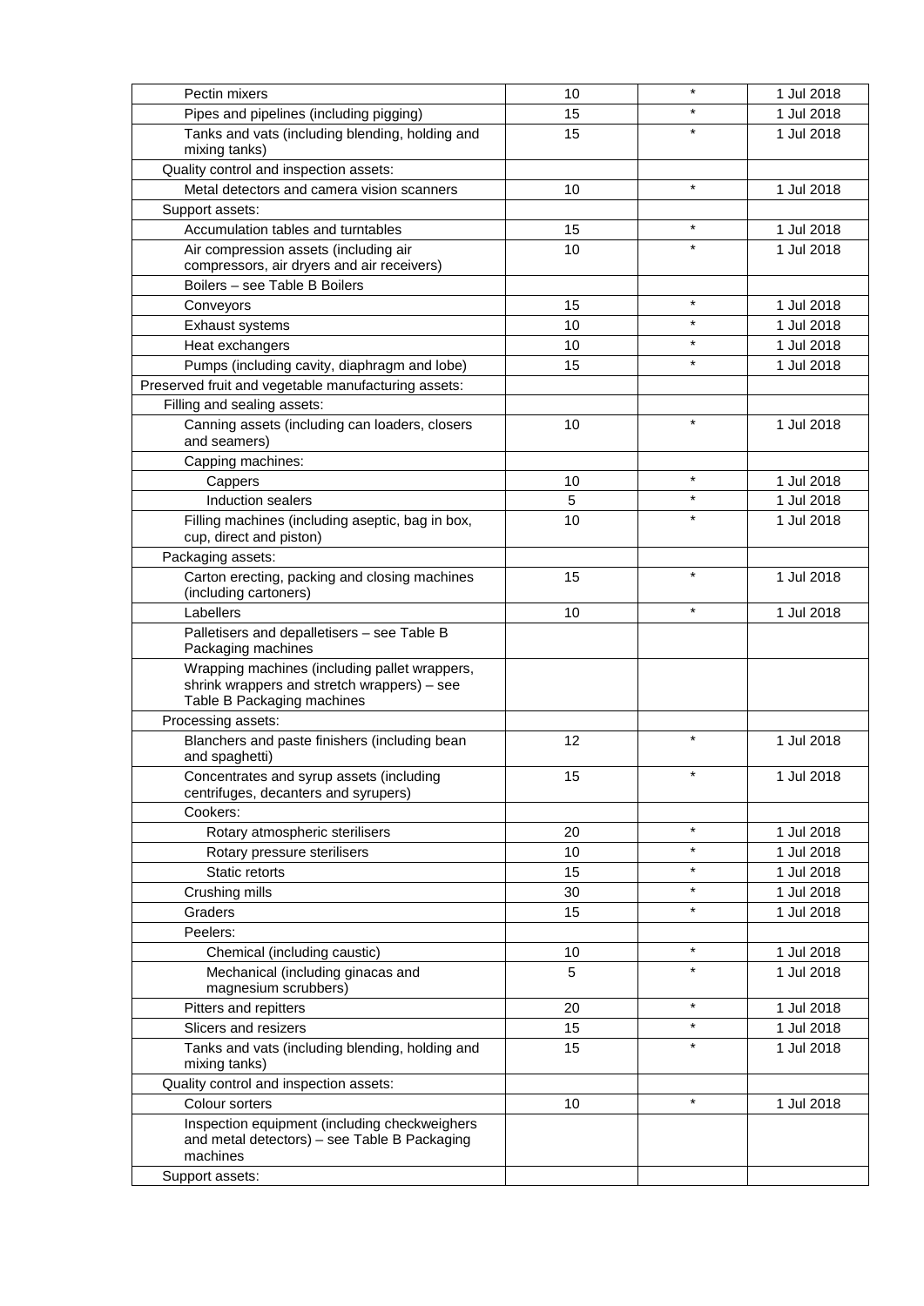| | | | |
|---|---|---|---|
| Pectin mixers | 10 | * | 1 Jul 2018 |
| Pipes and pipelines (including pigging) | 15 | * | 1 Jul 2018 |
| Tanks and vats (including blending, holding and mixing tanks) | 15 | * | 1 Jul 2018 |
| Quality control and inspection assets: | | | |
| Metal detectors and camera vision scanners | 10 | * | 1 Jul 2018 |
| Support assets: | | | |
| Accumulation tables and turntables | 15 | * | 1 Jul 2018 |
| Air compression assets (including air compressors, air dryers and air receivers) | 10 | * | 1 Jul 2018 |
| Boilers – see Table B Boilers | | | |
| Conveyors | 15 | * | 1 Jul 2018 |
| Exhaust systems | 10 | * | 1 Jul 2018 |
| Heat exchangers | 10 | * | 1 Jul 2018 |
| Pumps (including cavity, diaphragm and lobe) | 15 | * | 1 Jul 2018 |
| Preserved fruit and vegetable manufacturing assets: | | | |
| Filling and sealing assets: | | | |
| Canning assets (including can loaders, closers and seamers) | 10 | * | 1 Jul 2018 |
| Capping machines: | | | |
| Cappers | 10 | * | 1 Jul 2018 |
| Induction sealers | 5 | * | 1 Jul 2018 |
| Filling machines (including aseptic, bag in box, cup, direct and piston) | 10 | * | 1 Jul 2018 |
| Packaging assets: | | | |
| Carton erecting, packing and closing machines (including cartoners) | 15 | * | 1 Jul 2018 |
| Labellers | 10 | * | 1 Jul 2018 |
| Palletisers and depalletisers – see Table B Packaging machines | | | |
| Wrapping machines (including pallet wrappers, shrink wrappers and stretch wrappers) – see Table B Packaging machines | | | |
| Processing assets: | | | |
| Blanchers and paste finishers (including bean and spaghetti) | 12 | * | 1 Jul 2018 |
| Concentrates and syrup assets (including centrifuges, decanters and syrupers) | 15 | * | 1 Jul 2018 |
| Cookers: | | | |
| Rotary atmospheric sterilisers | 20 | * | 1 Jul 2018 |
| Rotary pressure sterilisers | 10 | * | 1 Jul 2018 |
| Static retorts | 15 | * | 1 Jul 2018 |
| Crushing mills | 30 | * | 1 Jul 2018 |
| Graders | 15 | * | 1 Jul 2018 |
| Peelers: | | | |
| Chemical (including caustic) | 10 | * | 1 Jul 2018 |
| Mechanical (including ginacas and magnesium scrubbers) | 5 | * | 1 Jul 2018 |
| Pitters and repitters | 20 | * | 1 Jul 2018 |
| Slicers and resizers | 15 | * | 1 Jul 2018 |
| Tanks and vats (including blending, holding and mixing tanks) | 15 | * | 1 Jul 2018 |
| Quality control and inspection assets: | | | |
| Colour sorters | 10 | * | 1 Jul 2018 |
| Inspection equipment (including checkweighers and metal detectors) – see Table B Packaging machines | | | |
| Support assets: | | | |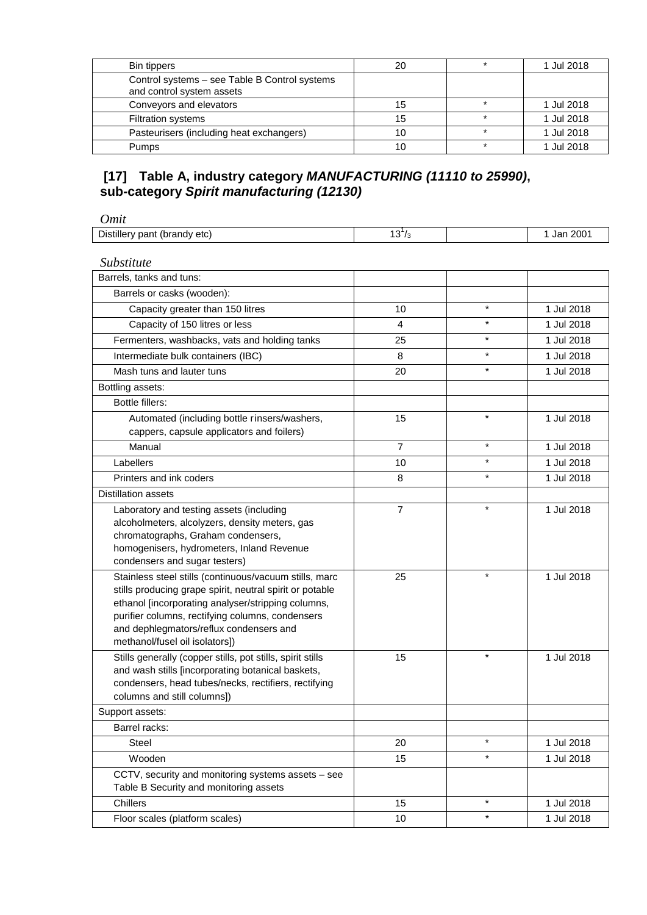| | | | |
|---|---|---|---|
| Bin tippers | 20 | * | 1 Jul 2018 |
| Control systems – see Table B Control systems and control system assets | | | |
| Conveyors and elevators | 15 | * | 1 Jul 2018 |
| Filtration systems | 15 | * | 1 Jul 2018 |
| Pasteurisers (including heat exchangers) | 10 | * | 1 Jul 2018 |
| Pumps | 10 | * | 1 Jul 2018 |

## [17] Table A, industry category *MANUFACTURING (11110 to 25990)*, sub-category *Spirit manufacturing (12130)*

*Omit*

| | | | |
|---|---|---|---|
| Distillery pant (brandy etc) | $13^{1}/_{3}$ | | 1 Jan 2001 |

*Substitute*

| | | | |
|---|---|---|---|
| Barrels, tanks and tuns: | | | |
| Barrels or casks (wooden): | | | |
| Capacity greater than 150 litres | 10 | * | 1 Jul 2018 |
| Capacity of 150 litres or less | 4 | * | 1 Jul 2018 |
| Fermenters, washbacks, vats and holding tanks | 25 | * | 1 Jul 2018 |
| Intermediate bulk containers (IBC) | 8 | * | 1 Jul 2018 |
| Mash tuns and lauter tuns | 20 | * | 1 Jul 2018 |
| Bottling assets: | | | |
| Bottle fillers: | | | |
| Automated (including bottle rinsers/washers, cappers, capsule applicators and foilers) | 15 | * | 1 Jul 2018 |
| Manual | 7 | * | 1 Jul 2018 |
| Labellers | 10 | * | 1 Jul 2018 |
| Printers and ink coders | 8 | * | 1 Jul 2018 |
| Distillation assets | | | |
| Laboratory and testing assets (including alcoholmeters, alcolyzers, density meters, gas chromatographs, Graham condensers, homogenisers, hydrometers, Inland Revenue condensers and sugar testers) | 7 | * | 1 Jul 2018 |
| Stainless steel stills (continuous/vacuum stills, marc stills producing grape spirit, neutral spirit or potable ethanol [incorporating analyser/stripping columns, purifier columns, rectifying columns, condensers and dephlegmators/reflux condensers and methanol/fusel oil isolators]) | 25 | * | 1 Jul 2018 |
| Stills generally (copper stills, pot stills, spirit stills and wash stills [incorporating botanical baskets, condensers, head tubes/necks, rectifiers, rectifying columns and still columns]) | 15 | * | 1 Jul 2018 |
| Support assets: | | | |
| Barrel racks: | | | |
| Steel | 20 | * | 1 Jul 2018 |
| Wooden | 15 | * | 1 Jul 2018 |
| CCTV, security and monitoring systems assets – see Table B Security and monitoring assets | | | |
| Chillers | 15 | * | 1 Jul 2018 |
| Floor scales (platform scales) | 10 | * | 1 Jul 2018 |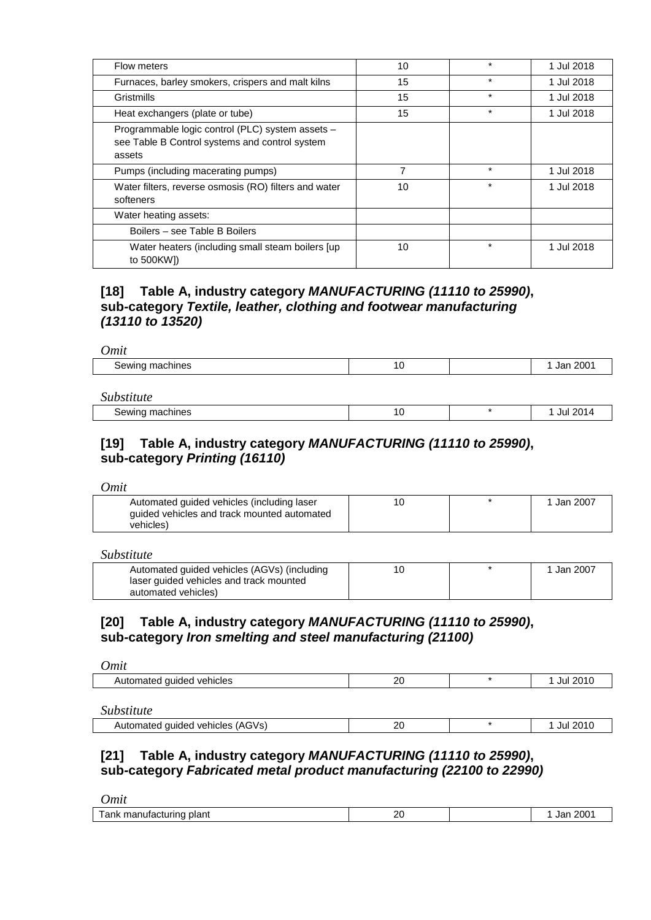| | | | |
|---|---|---|---|
| Flow meters | 10 | * | 1 Jul 2018 |
| Furnaces, barley smokers, crispers and malt kilns | 15 | * | 1 Jul 2018 |
| Gristmills | 15 | * | 1 Jul 2018 |
| Heat exchangers (plate or tube) | 15 | * | 1 Jul 2018 |
| Programmable logic control (PLC) system assets – see Table B Control systems and control system assets | | | |
| Pumps (including macerating pumps) | 7 | * | 1 Jul 2018 |
| Water filters, reverse osmosis (RO) filters and water softeners | 10 | * | 1 Jul 2018 |
| Water heating assets: | | | |
| Boilers – see Table B Boilers | | | |
| Water heaters (including small steam boilers [up to 500KW]) | 10 | * | 1 Jul 2018 |

## [18] Table A, industry category *MANUFACTURING (11110 to 25990)*, sub-category *Textile, leather, clothing and footwear manufacturing (13110 to 13520)*

*Omit*

| | | | |
|---|---|---|---|
| Sewing machines | 10 | | 1 Jan 2001 |

*Substitute*

| | | | |
|---|---|---|---|
| Sewing machines | 10 | * | 1 Jul 2014 |

## [19] Table A, industry category *MANUFACTURING (11110 to 25990)*, sub-category *Printing (16110)*

*Omit*

| | | | |
|---|---|---|---|
| Automated guided vehicles (including laser guided vehicles and track mounted automated vehicles) | 10 | * | 1 Jan 2007 |

*Substitute*

| | | | |
|---|---|---|---|
| Automated guided vehicles (AGVs) (including laser guided vehicles and track mounted automated vehicles) | 10 | * | 1 Jan 2007 |

## [20] Table A, industry category *MANUFACTURING (11110 to 25990)*, sub-category *Iron smelting and steel manufacturing (21100)*

*Omit*

| | | | |
|---|---|---|---|
| Automated guided vehicles | 20 | * | 1 Jul 2010 |

*Substitute*

| | | | |
|---|---|---|---|
| Automated guided vehicles (AGVs) | 20 | * | 1 Jul 2010 |

## [21] Table A, industry category *MANUFACTURING (11110 to 25990)*, sub-category *Fabricated metal product manufacturing (22100 to 22990)*

*Omit*

| | | | |
|---|---|---|---|
| Tank manufacturing plant | 20 | | 1 Jan 2001 |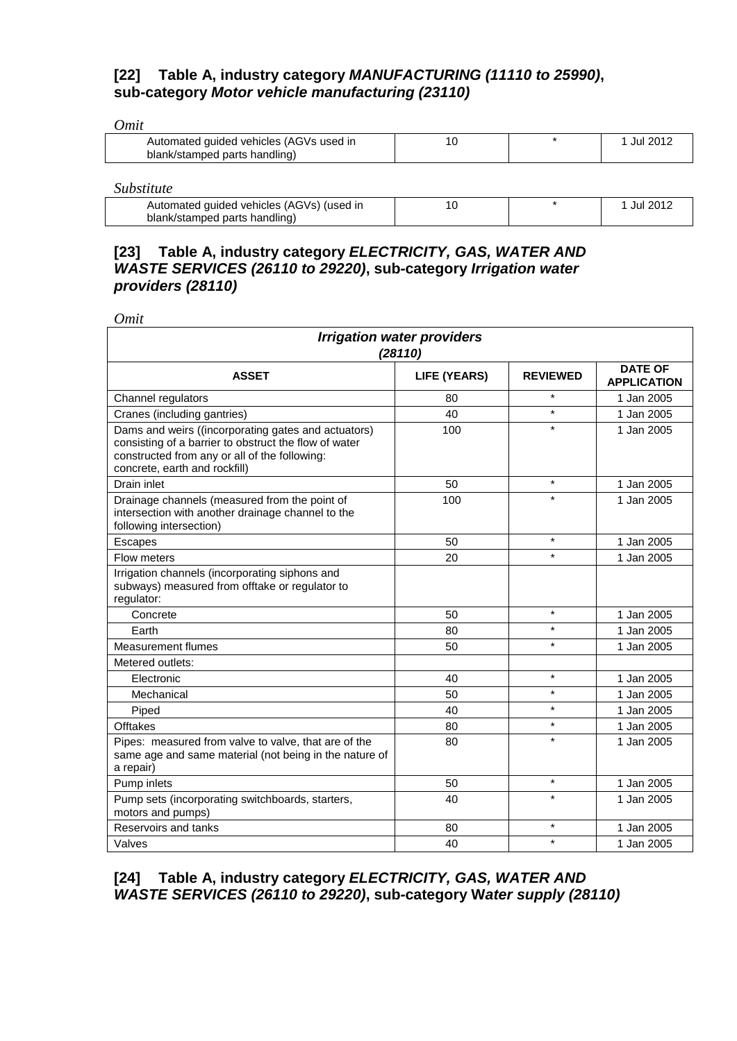### [22] Table A, industry category *MANUFACTURING (11110 to 25990)*, sub-category *Motor vehicle manufacturing (23110)*

*Omit*

| | | | |
|---|---|---|---|
| Automated guided vehicles (AGVs used in blank/stamped parts handling) | 10 | * | 1 Jul 2012 |

*Substitute*

| | | | |
|---|---|---|---|
| Automated guided vehicles (AGVs) (used in blank/stamped parts handling) | 10 | * | 1 Jul 2012 |

### [23] Table A, industry category *ELECTRICITY, GAS, WATER AND WASTE SERVICES (26110 to 29220)*, sub-category *Irrigation water providers (28110)*

*Omit*

| ***Irrigation water providers (28110)*** | | | |
|---|---|---|---|
| **ASSET** | **LIFE (YEARS)** | **REVIEWED** | **DATE OF APPLICATION** |
| Channel regulators | 80 | * | 1 Jan 2005 |
| Cranes (including gantries) | 40 | * | 1 Jan 2005 |
| Dams and weirs ((incorporating gates and actuators) consisting of a barrier to obstruct the flow of water constructed from any or all of the following: concrete, earth and rockfill) | 100 | * | 1 Jan 2005 |
| Drain inlet | 50 | * | 1 Jan 2005 |
| Drainage channels (measured from the point of intersection with another drainage channel to the following intersection) | 100 | * | 1 Jan 2005 |
| Escapes | 50 | * | 1 Jan 2005 |
| Flow meters | 20 | * | 1 Jan 2005 |
| Irrigation channels (incorporating siphons and subways) measured from offtake or regulator to regulator: | | | |
| Concrete | 50 | * | 1 Jan 2005 |
| Earth | 80 | * | 1 Jan 2005 |
| Measurement flumes | 50 | * | 1 Jan 2005 |
| Metered outlets: | | | |
| Electronic | 40 | * | 1 Jan 2005 |
| Mechanical | 50 | * | 1 Jan 2005 |
| Piped | 40 | * | 1 Jan 2005 |
| Offtakes | 80 | * | 1 Jan 2005 |
| Pipes: measured from valve to valve, that are of the same age and same material (not being in the nature of a repair) | 80 | * | 1 Jan 2005 |
| Pump inlets | 50 | * | 1 Jan 2005 |
| Pump sets (incorporating switchboards, starters, motors and pumps) | 40 | * | 1 Jan 2005 |
| Reservoirs and tanks | 80 | * | 1 Jan 2005 |
| Valves | 40 | * | 1 Jan 2005 |

### [24] Table A, industry category *ELECTRICITY, GAS, WATER AND WASTE SERVICES (26110 to 29220)*, sub-category W*ater supply (28110)*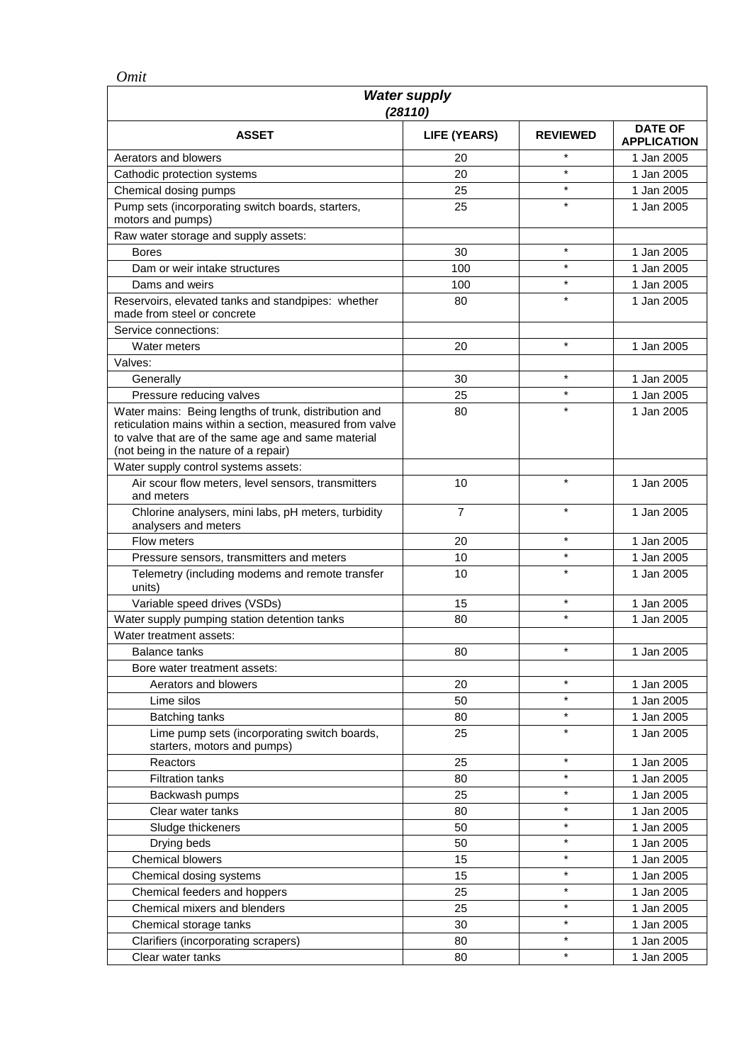*Omit*

| ***Water supply (28110)*** | | | |
|---|---|---|---|
| **ASSET** | **LIFE (YEARS)** | **REVIEWED** | **DATE OF APPLICATION** |
| Aerators and blowers | 20 | * | 1 Jan 2005 |
| Cathodic protection systems | 20 | * | 1 Jan 2005 |
| Chemical dosing pumps | 25 | * | 1 Jan 2005 |
| Pump sets (incorporating switch boards, starters, motors and pumps) | 25 | * | 1 Jan 2005 |
| Raw water storage and supply assets: | | | |
| Bores | 30 | * | 1 Jan 2005 |
| Dam or weir intake structures | 100 | * | 1 Jan 2005 |
| Dams and weirs | 100 | * | 1 Jan 2005 |
| Reservoirs, elevated tanks and standpipes: whether made from steel or concrete | 80 | * | 1 Jan 2005 |
| Service connections: | | | |
| Water meters | 20 | * | 1 Jan 2005 |
| Valves: | | | |
| Generally | 30 | * | 1 Jan 2005 |
| Pressure reducing valves | 25 | * | 1 Jan 2005 |
| Water mains: Being lengths of trunk, distribution and reticulation mains within a section, measured from valve to valve that are of the same age and same material (not being in the nature of a repair) | 80 | * | 1 Jan 2005 |
| Water supply control systems assets: | | | |
| Air scour flow meters, level sensors, transmitters and meters | 10 | * | 1 Jan 2005 |
| Chlorine analysers, mini labs, pH meters, turbidity analysers and meters | 7 | * | 1 Jan 2005 |
| Flow meters | 20 | * | 1 Jan 2005 |
| Pressure sensors, transmitters and meters | 10 | * | 1 Jan 2005 |
| Telemetry (including modems and remote transfer units) | 10 | * | 1 Jan 2005 |
| Variable speed drives (VSDs) | 15 | * | 1 Jan 2005 |
| Water supply pumping station detention tanks | 80 | * | 1 Jan 2005 |
| Water treatment assets: | | | |
| Balance tanks | 80 | * | 1 Jan 2005 |
| Bore water treatment assets: | | | |
| Aerators and blowers | 20 | * | 1 Jan 2005 |
| Lime silos | 50 | * | 1 Jan 2005 |
| Batching tanks | 80 | * | 1 Jan 2005 |
| Lime pump sets (incorporating switch boards, starters, motors and pumps) | 25 | * | 1 Jan 2005 |
| Reactors | 25 | * | 1 Jan 2005 |
| Filtration tanks | 80 | * | 1 Jan 2005 |
| Backwash pumps | 25 | * | 1 Jan 2005 |
| Clear water tanks | 80 | * | 1 Jan 2005 |
| Sludge thickeners | 50 | * | 1 Jan 2005 |
| Drying beds | 50 | * | 1 Jan 2005 |
| Chemical blowers | 15 | * | 1 Jan 2005 |
| Chemical dosing systems | 15 | * | 1 Jan 2005 |
| Chemical feeders and hoppers | 25 | * | 1 Jan 2005 |
| Chemical mixers and blenders | 25 | * | 1 Jan 2005 |
| Chemical storage tanks | 30 | * | 1 Jan 2005 |
| Clarifiers (incorporating scrapers) | 80 | * | 1 Jan 2005 |
| Clear water tanks | 80 | * | 1 Jan 2005 |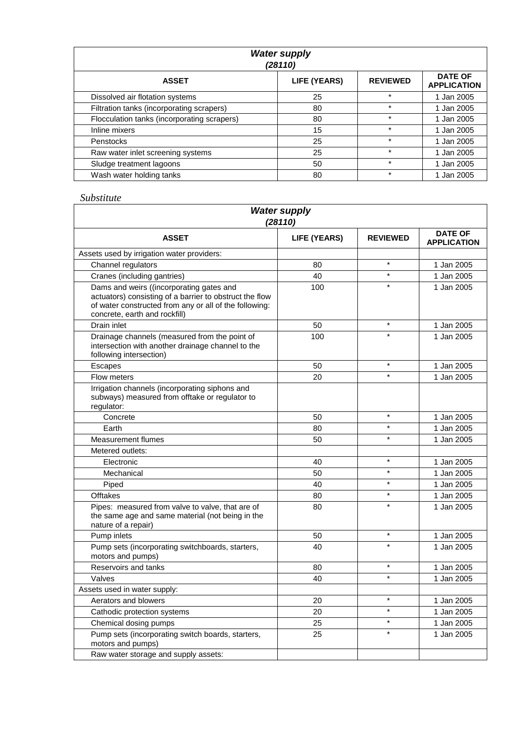| *Water supply (28110)* | | | |
|---|---|---|---|
| **ASSET** | **LIFE (YEARS)** | **REVIEWED** | **DATE OF APPLICATION** |
| Dissolved air flotation systems | 25 | * | 1 Jan 2005 |
| Filtration tanks (incorporating scrapers) | 80 | * | 1 Jan 2005 |
| Flocculation tanks (incorporating scrapers) | 80 | * | 1 Jan 2005 |
| Inline mixers | 15 | * | 1 Jan 2005 |
| Penstocks | 25 | * | 1 Jan 2005 |
| Raw water inlet screening systems | 25 | * | 1 Jan 2005 |
| Sludge treatment lagoons | 50 | * | 1 Jan 2005 |
| Wash water holding tanks | 80 | * | 1 Jan 2005 |

*Substitute*

| *Water supply (28110)* | | | |
|---|---|---|---|
| **ASSET** | **LIFE (YEARS)** | **REVIEWED** | **DATE OF APPLICATION** |
| Assets used by irrigation water providers: | | | |
| Channel regulators | 80 | * | 1 Jan 2005 |
| Cranes (including gantries) | 40 | * | 1 Jan 2005 |
| Dams and weirs ((incorporating gates and actuators) consisting of a barrier to obstruct the flow of water constructed from any or all of the following: concrete, earth and rockfill) | 100 | * | 1 Jan 2005 |
| Drain inlet | 50 | * | 1 Jan 2005 |
| Drainage channels (measured from the point of intersection with another drainage channel to the following intersection) | 100 | * | 1 Jan 2005 |
| Escapes | 50 | * | 1 Jan 2005 |
| Flow meters | 20 | * | 1 Jan 2005 |
| Irrigation channels (incorporating siphons and subways) measured from offtake or regulator to regulator: | | | |
| Concrete | 50 | * | 1 Jan 2005 |
| Earth | 80 | * | 1 Jan 2005 |
| Measurement flumes | 50 | * | 1 Jan 2005 |
| Metered outlets: | | | |
| Electronic | 40 | * | 1 Jan 2005 |
| Mechanical | 50 | * | 1 Jan 2005 |
| Piped | 40 | * | 1 Jan 2005 |
| Offtakes | 80 | * | 1 Jan 2005 |
| Pipes: measured from valve to valve, that are of the same age and same material (not being in the nature of a repair) | 80 | * | 1 Jan 2005 |
| Pump inlets | 50 | * | 1 Jan 2005 |
| Pump sets (incorporating switchboards, starters, motors and pumps) | 40 | * | 1 Jan 2005 |
| Reservoirs and tanks | 80 | * | 1 Jan 2005 |
| Valves | 40 | * | 1 Jan 2005 |
| Assets used in water supply: | | | |
| Aerators and blowers | 20 | * | 1 Jan 2005 |
| Cathodic protection systems | 20 | * | 1 Jan 2005 |
| Chemical dosing pumps | 25 | * | 1 Jan 2005 |
| Pump sets (incorporating switch boards, starters, motors and pumps) | 25 | * | 1 Jan 2005 |
| Raw water storage and supply assets: | | | |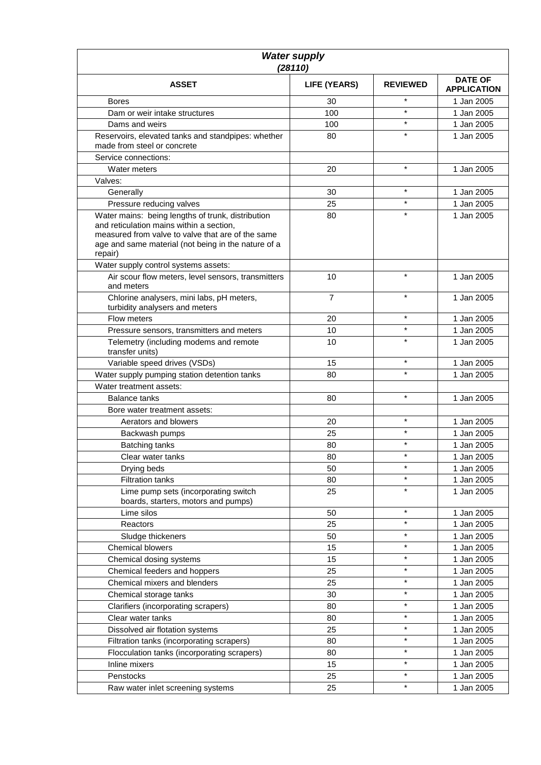| ***Water supply (28110)*** | | | |
|---|---|---|---|
| **ASSET** | **LIFE (YEARS)** | **REVIEWED** | **DATE OF APPLICATION** |
| Bores | 30 | * | 1 Jan 2005 |
| Dam or weir intake structures | 100 | * | 1 Jan 2005 |
| Dams and weirs | 100 | * | 1 Jan 2005 |
| Reservoirs, elevated tanks and standpipes: whether made from steel or concrete | 80 | * | 1 Jan 2005 |
| Service connections: | | | |
| Water meters | 20 | * | 1 Jan 2005 |
| Valves: | | | |
| Generally | 30 | * | 1 Jan 2005 |
| Pressure reducing valves | 25 | * | 1 Jan 2005 |
| Water mains: being lengths of trunk, distribution and reticulation mains within a section, measured from valve to valve that are of the same age and same material (not being in the nature of a repair) | 80 | * | 1 Jan 2005 |
| Water supply control systems assets: | | | |
| Air scour flow meters, level sensors, transmitters and meters | 10 | * | 1 Jan 2005 |
| Chlorine analysers, mini labs, pH meters, turbidity analysers and meters | 7 | * | 1 Jan 2005 |
| Flow meters | 20 | * | 1 Jan 2005 |
| Pressure sensors, transmitters and meters | 10 | * | 1 Jan 2005 |
| Telemetry (including modems and remote transfer units) | 10 | * | 1 Jan 2005 |
| Variable speed drives (VSDs) | 15 | * | 1 Jan 2005 |
| Water supply pumping station detention tanks | 80 | * | 1 Jan 2005 |
| Water treatment assets: | | | |
| Balance tanks | 80 | * | 1 Jan 2005 |
| Bore water treatment assets: | | | |
| Aerators and blowers | 20 | * | 1 Jan 2005 |
| Backwash pumps | 25 | * | 1 Jan 2005 |
| Batching tanks | 80 | * | 1 Jan 2005 |
| Clear water tanks | 80 | * | 1 Jan 2005 |
| Drying beds | 50 | * | 1 Jan 2005 |
| Filtration tanks | 80 | * | 1 Jan 2005 |
| Lime pump sets (incorporating switch boards, starters, motors and pumps) | 25 | * | 1 Jan 2005 |
| Lime silos | 50 | * | 1 Jan 2005 |
| Reactors | 25 | * | 1 Jan 2005 |
| Sludge thickeners | 50 | * | 1 Jan 2005 |
| Chemical blowers | 15 | * | 1 Jan 2005 |
| Chemical dosing systems | 15 | * | 1 Jan 2005 |
| Chemical feeders and hoppers | 25 | * | 1 Jan 2005 |
| Chemical mixers and blenders | 25 | * | 1 Jan 2005 |
| Chemical storage tanks | 30 | * | 1 Jan 2005 |
| Clarifiers (incorporating scrapers) | 80 | * | 1 Jan 2005 |
| Clear water tanks | 80 | * | 1 Jan 2005 |
| Dissolved air flotation systems | 25 | * | 1 Jan 2005 |
| Filtration tanks (incorporating scrapers) | 80 | * | 1 Jan 2005 |
| Flocculation tanks (incorporating scrapers) | 80 | * | 1 Jan 2005 |
| Inline mixers | 15 | * | 1 Jan 2005 |
| Penstocks | 25 | * | 1 Jan 2005 |
| Raw water inlet screening systems | 25 | * | 1 Jan 2005 |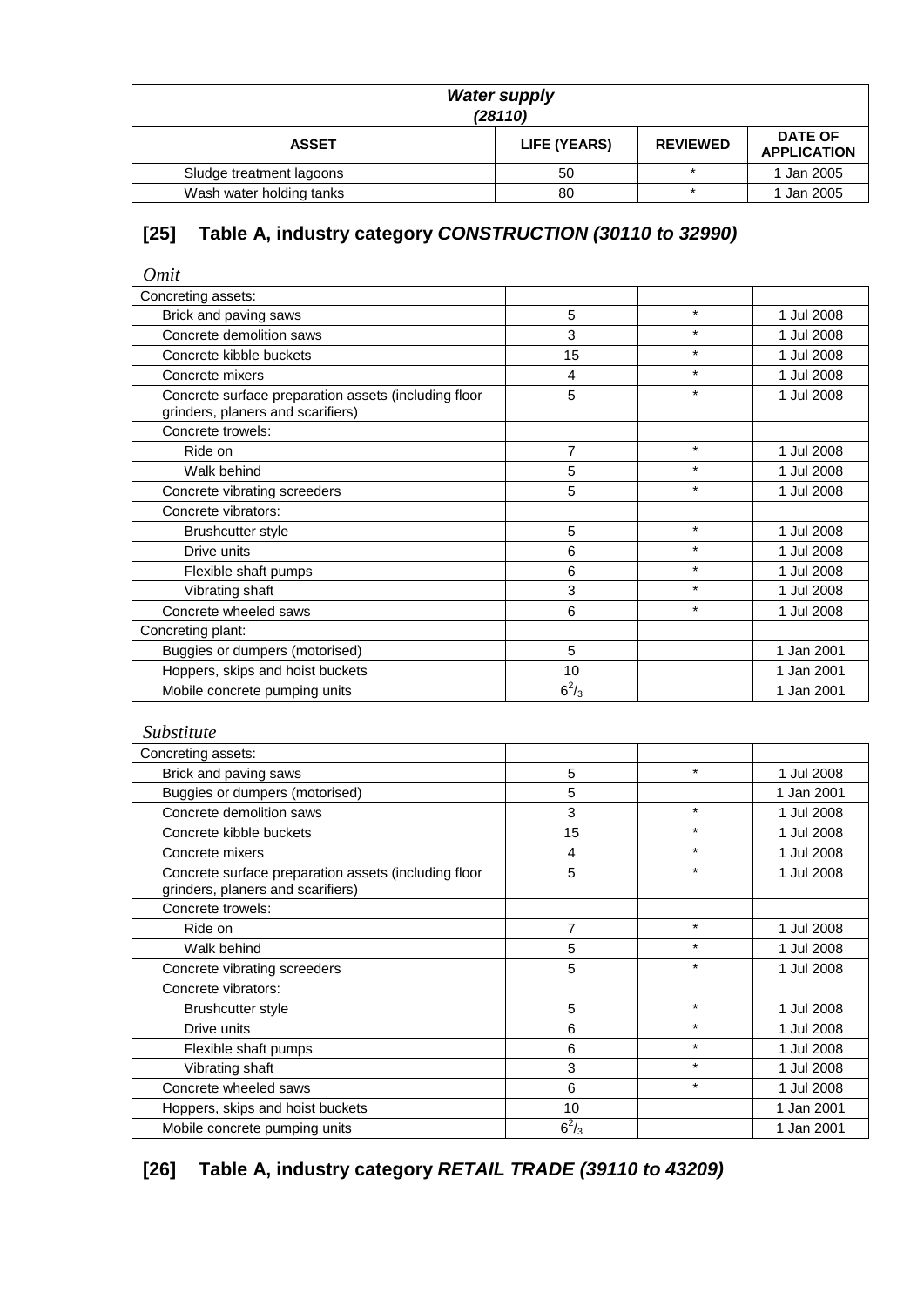| *Water supply (28110)* | | | |
|---|---|---|---|
| **ASSET** | **LIFE (YEARS)** | **REVIEWED** | **DATE OF APPLICATION** |
| Sludge treatment lagoons | 50 | * | 1 Jan 2005 |
| Wash water holding tanks | 80 | * | 1 Jan 2005 |

## [25] Table A, industry category *CONSTRUCTION (30110 to 32990)*

*Omit*

| | | | |
|---|---|---|---|
| Concreting assets: | | | |
| Brick and paving saws | 5 | * | 1 Jul 2008 |
| Concrete demolition saws | 3 | * | 1 Jul 2008 |
| Concrete kibble buckets | 15 | * | 1 Jul 2008 |
| Concrete mixers | 4 | * | 1 Jul 2008 |
| Concrete surface preparation assets (including floor grinders, planers and scarifiers) | 5 | * | 1 Jul 2008 |
| Concrete trowels: | | | |
| Ride on | 7 | * | 1 Jul 2008 |
| Walk behind | 5 | * | 1 Jul 2008 |
| Concrete vibrating screeders | 5 | * | 1 Jul 2008 |
| Concrete vibrators: | | | |
| Brushcutter style | 5 | * | 1 Jul 2008 |
| Drive units | 6 | * | 1 Jul 2008 |
| Flexible shaft pumps | 6 | * | 1 Jul 2008 |
| Vibrating shaft | 3 | * | 1 Jul 2008 |
| Concrete wheeled saws | 6 | * | 1 Jul 2008 |
| Concreting plant: | | | |
| Buggies or dumpers (motorised) | 5 | | 1 Jan 2001 |
| Hoppers, skips and hoist buckets | 10 | | 1 Jan 2001 |
| Mobile concrete pumping units | $6^{2}/_{3}$ | | 1 Jan 2001 |

*Substitute*

| | | | |
|---|---|---|---|
| Concreting assets: | | | |
| Brick and paving saws | 5 | * | 1 Jul 2008 |
| Buggies or dumpers (motorised) | 5 | | 1 Jan 2001 |
| Concrete demolition saws | 3 | * | 1 Jul 2008 |
| Concrete kibble buckets | 15 | * | 1 Jul 2008 |
| Concrete mixers | 4 | * | 1 Jul 2008 |
| Concrete surface preparation assets (including floor grinders, planers and scarifiers) | 5 | * | 1 Jul 2008 |
| Concrete trowels: | | | |
| Ride on | 7 | * | 1 Jul 2008 |
| Walk behind | 5 | * | 1 Jul 2008 |
| Concrete vibrating screeders | 5 | * | 1 Jul 2008 |
| Concrete vibrators: | | | |
| Brushcutter style | 5 | * | 1 Jul 2008 |
| Drive units | 6 | * | 1 Jul 2008 |
| Flexible shaft pumps | 6 | * | 1 Jul 2008 |
| Vibrating shaft | 3 | * | 1 Jul 2008 |
| Concrete wheeled saws | 6 | * | 1 Jul 2008 |
| Hoppers, skips and hoist buckets | 10 | | 1 Jan 2001 |
| Mobile concrete pumping units | $6^{2}/_{3}$ | | 1 Jan 2001 |

## [26] Table A, industry category *RETAIL TRADE (39110 to 43209)*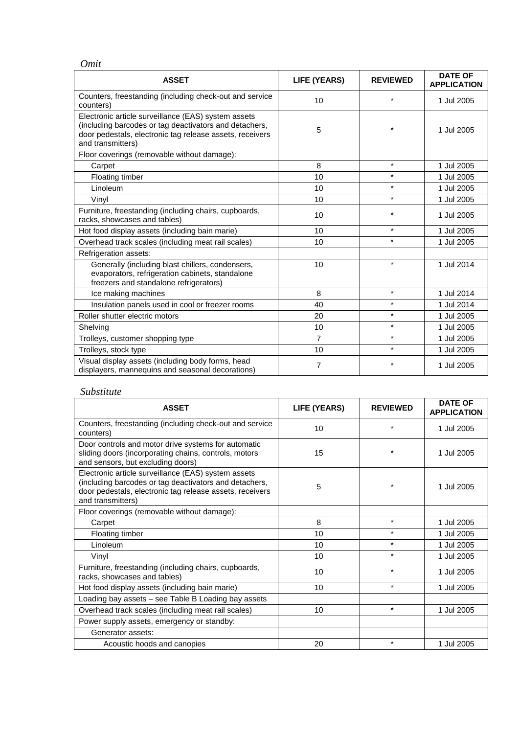*Omit*

| ASSET | LIFE (YEARS) | REVIEWED | DATE OF APPLICATION |
|---|---|---|---|
| Counters, freestanding (including check-out and service counters) | 10 | * | 1 Jul 2005 |
| Electronic article surveillance (EAS) system assets (including barcodes or tag deactivators and detachers, door pedestals, electronic tag release assets, receivers and transmitters) | 5 | * | 1 Jul 2005 |
| Floor coverings (removable without damage): | | | |
| Carpet | 8 | * | 1 Jul 2005 |
| Floating timber | 10 | * | 1 Jul 2005 |
| Linoleum | 10 | * | 1 Jul 2005 |
| Vinyl | 10 | * | 1 Jul 2005 |
| Furniture, freestanding (including chairs, cupboards, racks, showcases and tables) | 10 | * | 1 Jul 2005 |
| Hot food display assets (including bain marie) | 10 | * | 1 Jul 2005 |
| Overhead track scales (including meat rail scales) | 10 | * | 1 Jul 2005 |
| Refrigeration assets: | | | |
| Generally (including blast chillers, condensers, evaporators, refrigeration cabinets, standalone freezers and standalone refrigerators) | 10 | * | 1 Jul 2014 |
| Ice making machines | 8 | * | 1 Jul 2014 |
| Insulation panels used in cool or freezer rooms | 40 | * | 1 Jul 2014 |
| Roller shutter electric motors | 20 | * | 1 Jul 2005 |
| Shelving | 10 | * | 1 Jul 2005 |
| Trolleys, customer shopping type | 7 | * | 1 Jul 2005 |
| Trolleys, stock type | 10 | * | 1 Jul 2005 |
| Visual display assets (including body forms, head displayers, mannequins and seasonal decorations) | 7 | * | 1 Jul 2005 |

*Substitute*

| ASSET | LIFE (YEARS) | REVIEWED | DATE OF APPLICATION |
|---|---|---|---|
| Counters, freestanding (including check-out and service counters) | 10 | * | 1 Jul 2005 |
| Door controls and motor drive systems for automatic sliding doors (incorporating chains, controls, motors and sensors, but excluding doors) | 15 | * | 1 Jul 2005 |
| Electronic article surveillance (EAS) system assets (including barcodes or tag deactivators and detachers, door pedestals, electronic tag release assets, receivers and transmitters) | 5 | * | 1 Jul 2005 |
| Floor coverings (removable without damage): | | | |
| Carpet | 8 | * | 1 Jul 2005 |
| Floating timber | 10 | * | 1 Jul 2005 |
| Linoleum | 10 | * | 1 Jul 2005 |
| Vinyl | 10 | * | 1 Jul 2005 |
| Furniture, freestanding (including chairs, cupboards, racks, showcases and tables) | 10 | * | 1 Jul 2005 |
| Hot food display assets (including bain marie) | 10 | * | 1 Jul 2005 |
| Loading bay assets – see Table B Loading bay assets | | | |
| Overhead track scales (including meat rail scales) | 10 | * | 1 Jul 2005 |
| Power supply assets, emergency or standby: | | | |
| Generator assets: | | | |
| Acoustic hoods and canopies | 20 | * | 1 Jul 2005 |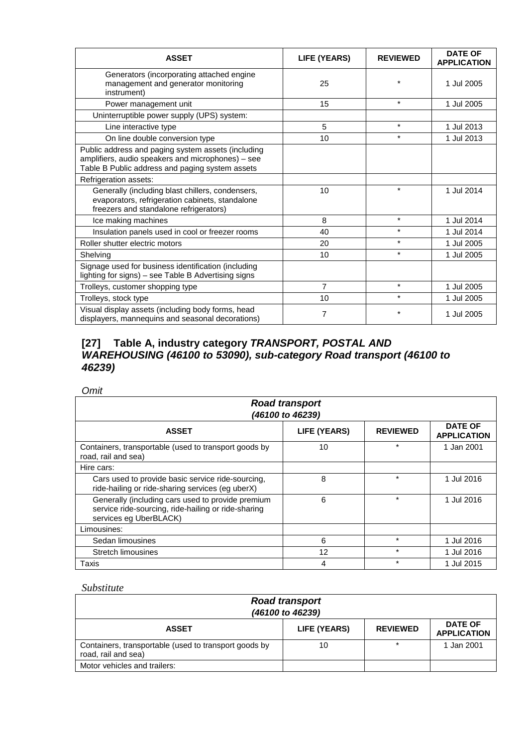| ASSET | LIFE (YEARS) | REVIEWED | DATE OF APPLICATION |
|---|---|---|---|
| Generators (incorporating attached engine management and generator monitoring instrument) | 25 | * | 1 Jul 2005 |
| Power management unit | 15 | * | 1 Jul 2005 |
| Uninterruptible power supply (UPS) system: | | | |
| Line interactive type | 5 | * | 1 Jul 2013 |
| On line double conversion type | 10 | * | 1 Jul 2013 |
| Public address and paging system assets (including amplifiers, audio speakers and microphones) – see Table B Public address and paging system assets | | | |
| Refrigeration assets: | | | |
| Generally (including blast chillers, condensers, evaporators, refrigeration cabinets, standalone freezers and standalone refrigerators) | 10 | * | 1 Jul 2014 |
| Ice making machines | 8 | * | 1 Jul 2014 |
| Insulation panels used in cool or freezer rooms | 40 | * | 1 Jul 2014 |
| Roller shutter electric motors | 20 | * | 1 Jul 2005 |
| Shelving | 10 | * | 1 Jul 2005 |
| Signage used for business identification (including lighting for signs) – see Table B Advertising signs | | | |
| Trolleys, customer shopping type | 7 | * | 1 Jul 2005 |
| Trolleys, stock type | 10 | * | 1 Jul 2005 |
| Visual display assets (including body forms, head displayers, mannequins and seasonal decorations) | 7 | * | 1 Jul 2005 |

## [27] Table A, industry category *TRANSPORT, POSTAL AND WAREHOUSING (46100 to 53090), sub-category Road transport (46100 to 46239)*

*Omit*

| ***Road transport (46100 to 46239)*** | | | |
|---|---|---|---|
| **ASSET** | **LIFE (YEARS)** | **REVIEWED** | **DATE OF APPLICATION** |
| Containers, transportable (used to transport goods by road, rail and sea) | 10 | * | 1 Jan 2001 |
| Hire cars: | | | |
| Cars used to provide basic service ride-sourcing, ride-hailing or ride-sharing services (eg uberX) | 8 | * | 1 Jul 2016 |
| Generally (including cars used to provide premium service ride-sourcing, ride-hailing or ride-sharing services eg UberBLACK) | 6 | * | 1 Jul 2016 |
| Limousines: | | | |
| Sedan limousines | 6 | * | 1 Jul 2016 |
| Stretch limousines | 12 | * | 1 Jul 2016 |
| Taxis | 4 | * | 1 Jul 2015 |

*Substitute*

| ***Road transport (46100 to 46239)*** | | | |
|---|---|---|---|
| **ASSET** | **LIFE (YEARS)** | **REVIEWED** | **DATE OF APPLICATION** |
| Containers, transportable (used to transport goods by road, rail and sea) | 10 | * | 1 Jan 2001 |
| Motor vehicles and trailers: | | | |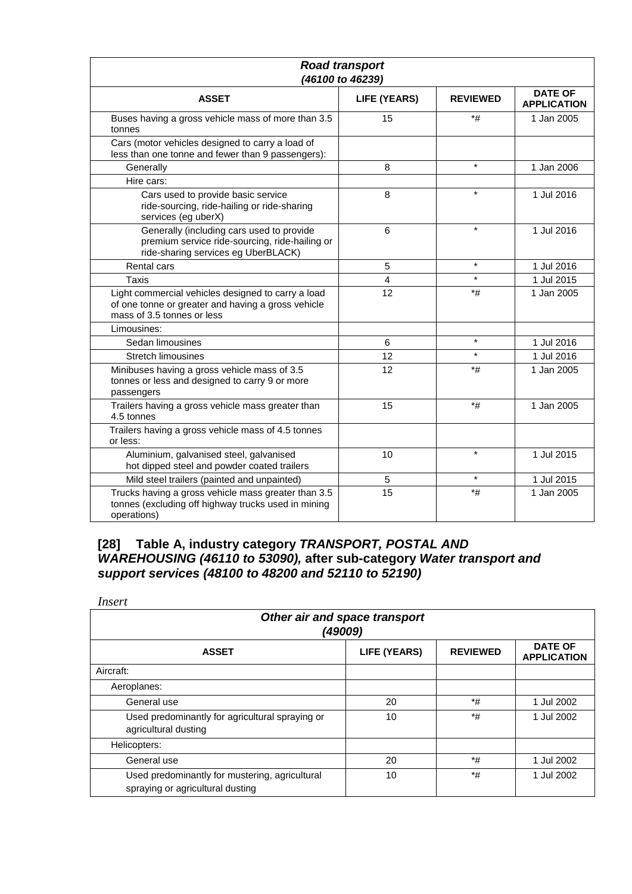| *Road transport (46100 to 46239)* | | | |
|---|---|---|---|
| **ASSET** | **LIFE (YEARS)** | **REVIEWED** | **DATE OF APPLICATION** |
| Buses having a gross vehicle mass of more than 3.5 tonnes | 15 | *# | 1 Jan 2005 |
| Cars (motor vehicles designed to carry a load of less than one tonne and fewer than 9 passengers): | | | |
| Generally | 8 | * | 1 Jan 2006 |
| Hire cars: | | | |
| Cars used to provide basic service ride-sourcing, ride-hailing or ride-sharing services (eg uberX) | 8 | * | 1 Jul 2016 |
| Generally (including cars used to provide premium service ride-sourcing, ride-hailing or ride-sharing services eg UberBLACK) | 6 | * | 1 Jul 2016 |
| Rental cars | 5 | * | 1 Jul 2016 |
| Taxis | 4 | * | 1 Jul 2015 |
| Light commercial vehicles designed to carry a load of one tonne or greater and having a gross vehicle mass of 3.5 tonnes or less | 12 | *# | 1 Jan 2005 |
| Limousines: | | | |
| Sedan limousines | 6 | * | 1 Jul 2016 |
| Stretch limousines | 12 | * | 1 Jul 2016 |
| Minibuses having a gross vehicle mass of 3.5 tonnes or less and designed to carry 9 or more passengers | 12 | *# | 1 Jan 2005 |
| Trailers having a gross vehicle mass greater than 4.5 tonnes | 15 | *# | 1 Jan 2005 |
| Trailers having a gross vehicle mass of 4.5 tonnes or less: | | | |
| Aluminium, galvanised steel, galvanised hot dipped steel and powder coated trailers | 10 | * | 1 Jul 2015 |
| Mild steel trailers (painted and unpainted) | 5 | * | 1 Jul 2015 |
| Trucks having a gross vehicle mass greater than 3.5 tonnes (excluding off highway trucks used in mining operations) | 15 | *# | 1 Jan 2005 |

### [28] Table A, industry category *TRANSPORT, POSTAL AND WAREHOUSING (46110 to 53090),* after sub-category *Water transport and support services (48100 to 48200 and 52110 to 52190)*

*Insert*

| *Other air and space transport (49009)* | | | |
|---|---|---|---|
| **ASSET** | **LIFE (YEARS)** | **REVIEWED** | **DATE OF APPLICATION** |
| Aircraft: | | | |
| Aeroplanes: | | | |
| General use | 20 | *# | 1 Jul 2002 |
| Used predominantly for agricultural spraying or agricultural dusting | 10 | *# | 1 Jul 2002 |
| Helicopters: | | | |
| General use | 20 | *# | 1 Jul 2002 |
| Used predominantly for mustering, agricultural spraying or agricultural dusting | 10 | *# | 1 Jul 2002 |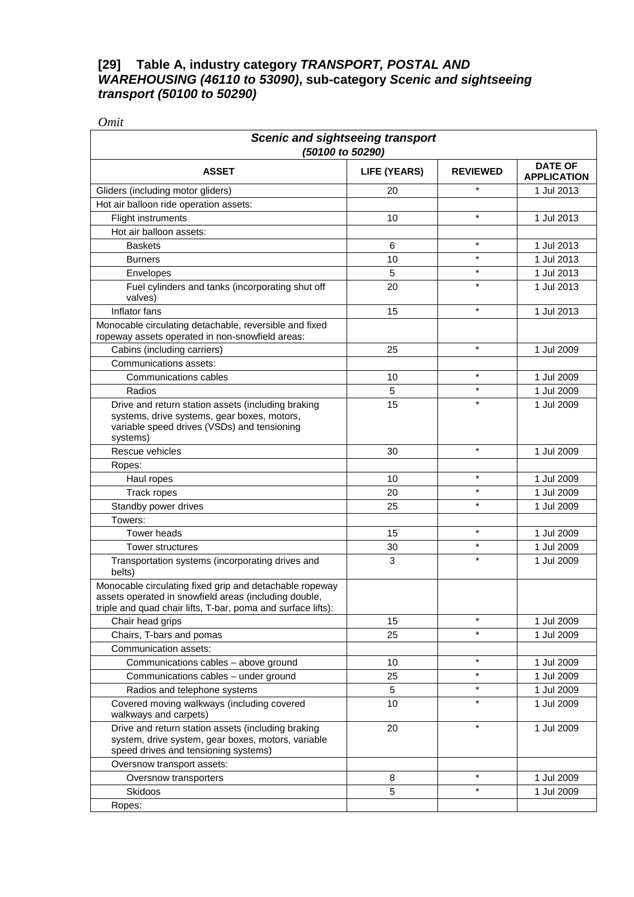## [29] Table A, industry category *TRANSPORT, POSTAL AND WAREHOUSING (46110 to 53090)*, sub-category *Scenic and sightseeing transport (50100 to 50290)*

*Omit*

| ***Scenic and sightseeing transport (50100 to 50290)*** | | | |
|---|---|---|---|
| **ASSET** | **LIFE (YEARS)** | **REVIEWED** | **DATE OF APPLICATION** |
| Gliders (including motor gliders) | 20 | * | 1 Jul 2013 |
| Hot air balloon ride operation assets: | | | |
| Flight instruments | 10 | * | 1 Jul 2013 |
| Hot air balloon assets: | | | |
| Baskets | 6 | * | 1 Jul 2013 |
| Burners | 10 | * | 1 Jul 2013 |
| Envelopes | 5 | * | 1 Jul 2013 |
| Fuel cylinders and tanks (incorporating shut off valves) | 20 | * | 1 Jul 2013 |
| Inflator fans | 15 | * | 1 Jul 2013 |
| Monocable circulating detachable, reversible and fixed ropeway assets operated in non-snowfield areas: | | | |
| Cabins (including carriers) | 25 | * | 1 Jul 2009 |
| Communications assets: | | | |
| Communications cables | 10 | * | 1 Jul 2009 |
| Radios | 5 | * | 1 Jul 2009 |
| Drive and return station assets (including braking systems, drive systems, gear boxes, motors, variable speed drives (VSDs) and tensioning systems) | 15 | * | 1 Jul 2009 |
| Rescue vehicles | 30 | * | 1 Jul 2009 |
| Ropes: | | | |
| Haul ropes | 10 | * | 1 Jul 2009 |
| Track ropes | 20 | * | 1 Jul 2009 |
| Standby power drives | 25 | * | 1 Jul 2009 |
| Towers: | | | |
| Tower heads | 15 | * | 1 Jul 2009 |
| Tower structures | 30 | * | 1 Jul 2009 |
| Transportation systems (incorporating drives and belts) | 3 | * | 1 Jul 2009 |
| Monocable circulating fixed grip and detachable ropeway assets operated in snowfield areas (including double, triple and quad chair lifts, T-bar, poma and surface lifts): | | | |
| Chair head grips | 15 | * | 1 Jul 2009 |
| Chairs, T-bars and pomas | 25 | * | 1 Jul 2009 |
| Communication assets: | | | |
| Communications cables – above ground | 10 | * | 1 Jul 2009 |
| Communications cables – under ground | 25 | * | 1 Jul 2009 |
| Radios and telephone systems | 5 | * | 1 Jul 2009 |
| Covered moving walkways (including covered walkways and carpets) | 10 | * | 1 Jul 2009 |
| Drive and return station assets (including braking system, drive system, gear boxes, motors, variable speed drives and tensioning systems) | 20 | * | 1 Jul 2009 |
| Oversnow transport assets: | | | |
| Oversnow transporters | 8 | * | 1 Jul 2009 |
| Skidoos | 5 | * | 1 Jul 2009 |
| Ropes: | | | |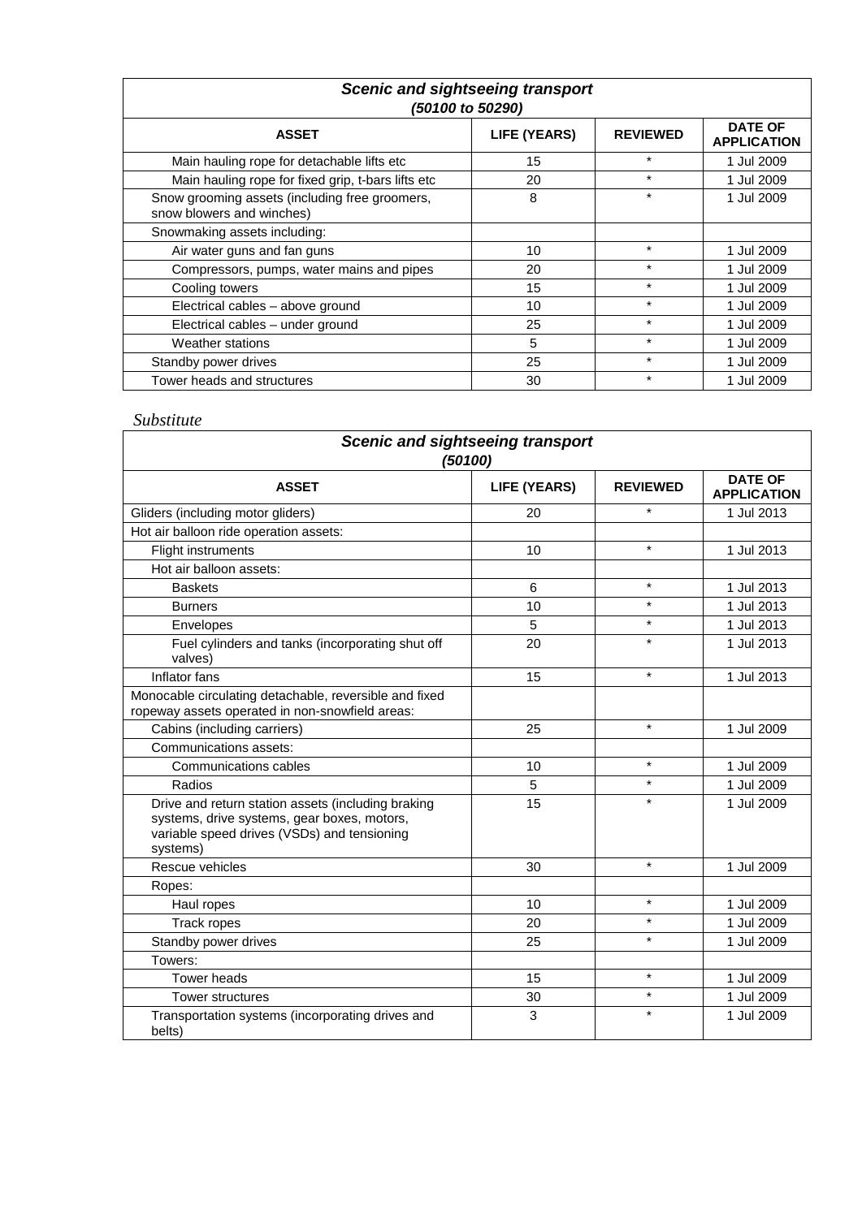| ***Scenic and sightseeing transport*** ***(50100 to 50290)*** | | | |
|---|---|---|---|
| **ASSET** | **LIFE (YEARS)** | **REVIEWED** | **DATE OF APPLICATION** |
| Main hauling rope for detachable lifts etc | 15 | * | 1 Jul 2009 |
| Main hauling rope for fixed grip, t-bars lifts etc | 20 | * | 1 Jul 2009 |
| Snow grooming assets (including free groomers, snow blowers and winches) | 8 | * | 1 Jul 2009 |
| Snowmaking assets including: | | | |
| Air water guns and fan guns | 10 | * | 1 Jul 2009 |
| Compressors, pumps, water mains and pipes | 20 | * | 1 Jul 2009 |
| Cooling towers | 15 | * | 1 Jul 2009 |
| Electrical cables – above ground | 10 | * | 1 Jul 2009 |
| Electrical cables – under ground | 25 | * | 1 Jul 2009 |
| Weather stations | 5 | * | 1 Jul 2009 |
| Standby power drives | 25 | * | 1 Jul 2009 |
| Tower heads and structures | 30 | * | 1 Jul 2009 |

*Substitute*

| ***Scenic and sightseeing transport*** ***(50100)*** | | | |
|---|---|---|---|
| **ASSET** | **LIFE (YEARS)** | **REVIEWED** | **DATE OF APPLICATION** |
| Gliders (including motor gliders) | 20 | * | 1 Jul 2013 |
| Hot air balloon ride operation assets: | | | |
| Flight instruments | 10 | * | 1 Jul 2013 |
| Hot air balloon assets: | | | |
| Baskets | 6 | * | 1 Jul 2013 |
| Burners | 10 | * | 1 Jul 2013 |
| Envelopes | 5 | * | 1 Jul 2013 |
| Fuel cylinders and tanks (incorporating shut off valves) | 20 | * | 1 Jul 2013 |
| Inflator fans | 15 | * | 1 Jul 2013 |
| Monocable circulating detachable, reversible and fixed ropeway assets operated in non-snowfield areas: | | | |
| Cabins (including carriers) | 25 | * | 1 Jul 2009 |
| Communications assets: | | | |
| Communications cables | 10 | * | 1 Jul 2009 |
| Radios | 5 | * | 1 Jul 2009 |
| Drive and return station assets (including braking systems, drive systems, gear boxes, motors, variable speed drives (VSDs) and tensioning systems) | 15 | * | 1 Jul 2009 |
| Rescue vehicles | 30 | * | 1 Jul 2009 |
| Ropes: | | | |
| Haul ropes | 10 | * | 1 Jul 2009 |
| Track ropes | 20 | * | 1 Jul 2009 |
| Standby power drives | 25 | * | 1 Jul 2009 |
| Towers: | | | |
| Tower heads | 15 | * | 1 Jul 2009 |
| Tower structures | 30 | * | 1 Jul 2009 |
| Transportation systems (incorporating drives and belts) | 3 | * | 1 Jul 2009 |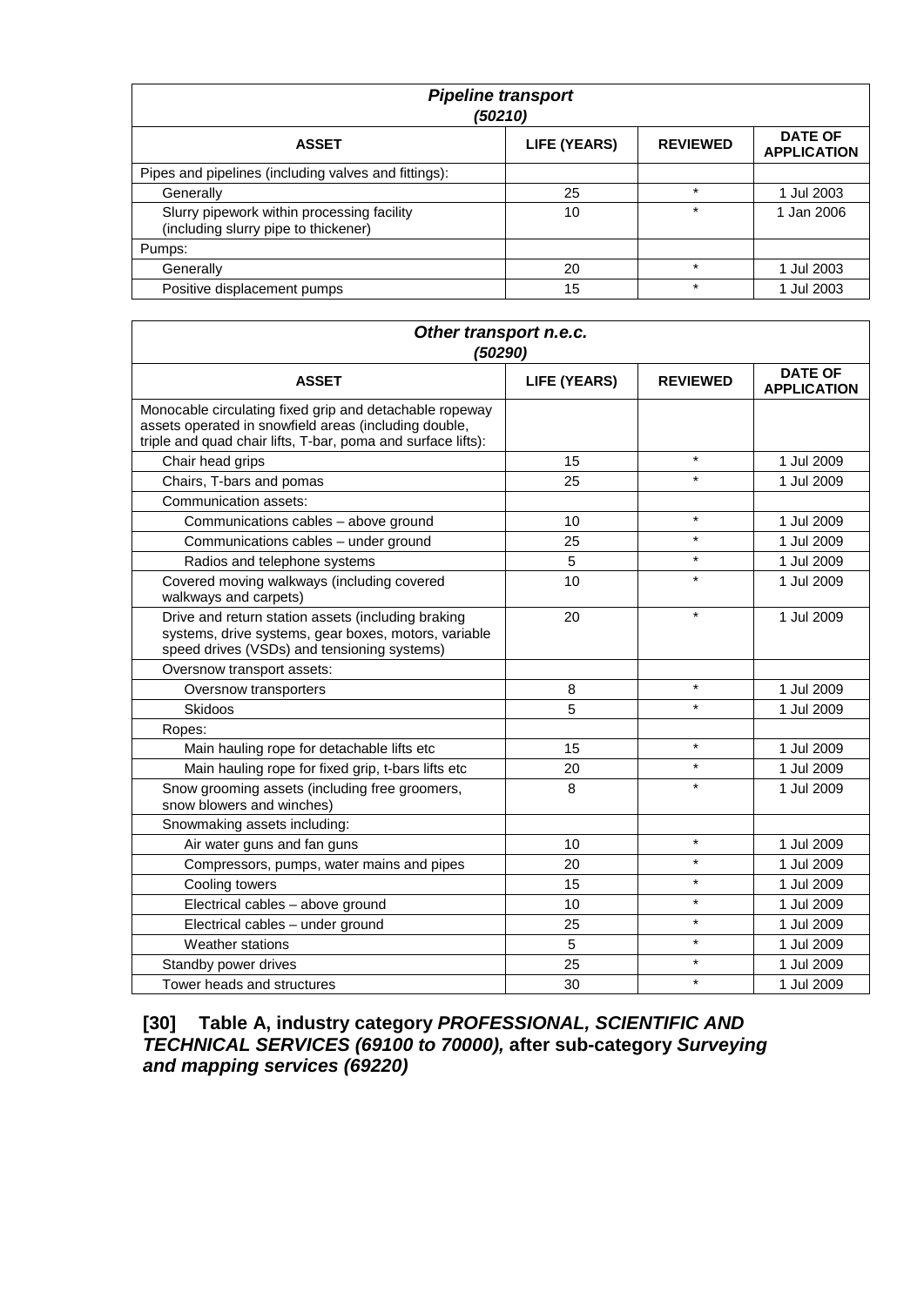| *Pipeline transport (50210)* | | | |
|---|---|---|---|
| **ASSET** | **LIFE (YEARS)** | **REVIEWED** | **DATE OF APPLICATION** |
| Pipes and pipelines (including valves and fittings): | | | |
| Generally | 25 | * | 1 Jul 2003 |
| Slurry pipework within processing facility (including slurry pipe to thickener) | 10 | * | 1 Jan 2006 |
| Pumps: | | | |
| Generally | 20 | * | 1 Jul 2003 |
| Positive displacement pumps | 15 | * | 1 Jul 2003 |

| *Other transport n.e.c. (50290)* | | | |
|---|---|---|---|
| **ASSET** | **LIFE (YEARS)** | **REVIEWED** | **DATE OF APPLICATION** |
| Monocable circulating fixed grip and detachable ropeway assets operated in snowfield areas (including double, triple and quad chair lifts, T-bar, poma and surface lifts): | | | |
| Chair head grips | 15 | * | 1 Jul 2009 |
| Chairs, T-bars and pomas | 25 | * | 1 Jul 2009 |
| Communication assets: | | | |
| Communications cables – above ground | 10 | * | 1 Jul 2009 |
| Communications cables – under ground | 25 | * | 1 Jul 2009 |
| Radios and telephone systems | 5 | * | 1 Jul 2009 |
| Covered moving walkways (including covered walkways and carpets) | 10 | * | 1 Jul 2009 |
| Drive and return station assets (including braking systems, drive systems, gear boxes, motors, variable speed drives (VSDs) and tensioning systems) | 20 | * | 1 Jul 2009 |
| Oversnow transport assets: | | | |
| Oversnow transporters | 8 | * | 1 Jul 2009 |
| Skidoos | 5 | * | 1 Jul 2009 |
| Ropes: | | | |
| Main hauling rope for detachable lifts etc | 15 | * | 1 Jul 2009 |
| Main hauling rope for fixed grip, t-bars lifts etc | 20 | * | 1 Jul 2009 |
| Snow grooming assets (including free groomers, snow blowers and winches) | 8 | * | 1 Jul 2009 |
| Snowmaking assets including: | | | |
| Air water guns and fan guns | 10 | * | 1 Jul 2009 |
| Compressors, pumps, water mains and pipes | 20 | * | 1 Jul 2009 |
| Cooling towers | 15 | * | 1 Jul 2009 |
| Electrical cables – above ground | 10 | * | 1 Jul 2009 |
| Electrical cables – under ground | 25 | * | 1 Jul 2009 |
| Weather stations | 5 | * | 1 Jul 2009 |
| Standby power drives | 25 | * | 1 Jul 2009 |
| Tower heads and structures | 30 | * | 1 Jul 2009 |

**[30] Table A, industry category *PROFESSIONAL, SCIENTIFIC AND TECHNICAL SERVICES (69100 to 70000),* after sub-category *Surveying and mapping services (69220)***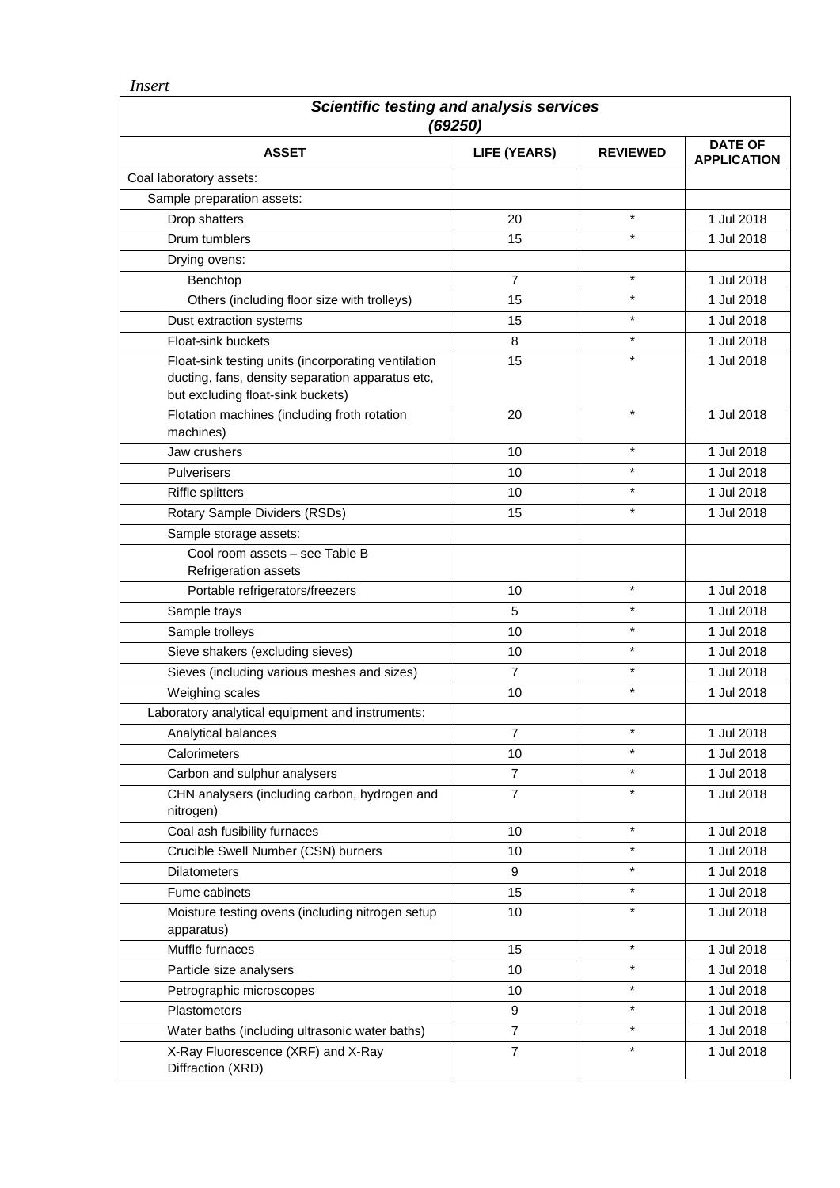*Insert*

| *Scientific testing and analysis services (69250)* | | | |
|---|---|---|---|
| **ASSET** | **LIFE (YEARS)** | **REVIEWED** | **DATE OF APPLICATION** |
| Coal laboratory assets: | | | |
| Sample preparation assets: | | | |
| Drop shatters | 20 | * | 1 Jul 2018 |
| Drum tumblers | 15 | * | 1 Jul 2018 |
| Drying ovens: | | | |
| Benchtop | 7 | * | 1 Jul 2018 |
| Others (including floor size with trolleys) | 15 | * | 1 Jul 2018 |
| Dust extraction systems | 15 | * | 1 Jul 2018 |
| Float-sink buckets | 8 | * | 1 Jul 2018 |
| Float-sink testing units (incorporating ventilation ducting, fans, density separation apparatus etc, but excluding float-sink buckets) | 15 | * | 1 Jul 2018 |
| Flotation machines (including froth rotation machines) | 20 | * | 1 Jul 2018 |
| Jaw crushers | 10 | * | 1 Jul 2018 |
| Pulverisers | 10 | * | 1 Jul 2018 |
| Riffle splitters | 10 | * | 1 Jul 2018 |
| Rotary Sample Dividers (RSDs) | 15 | * | 1 Jul 2018 |
| Sample storage assets: | | | |
| Cool room assets – see Table B Refrigeration assets | | | |
| Portable refrigerators/freezers | 10 | * | 1 Jul 2018 |
| Sample trays | 5 | * | 1 Jul 2018 |
| Sample trolleys | 10 | * | 1 Jul 2018 |
| Sieve shakers (excluding sieves) | 10 | * | 1 Jul 2018 |
| Sieves (including various meshes and sizes) | 7 | * | 1 Jul 2018 |
| Weighing scales | 10 | * | 1 Jul 2018 |
| Laboratory analytical equipment and instruments: | | | |
| Analytical balances | 7 | * | 1 Jul 2018 |
| Calorimeters | 10 | * | 1 Jul 2018 |
| Carbon and sulphur analysers | 7 | * | 1 Jul 2018 |
| CHN analysers (including carbon, hydrogen and nitrogen) | 7 | * | 1 Jul 2018 |
| Coal ash fusibility furnaces | 10 | * | 1 Jul 2018 |
| Crucible Swell Number (CSN) burners | 10 | * | 1 Jul 2018 |
| Dilatometers | 9 | * | 1 Jul 2018 |
| Fume cabinets | 15 | * | 1 Jul 2018 |
| Moisture testing ovens (including nitrogen setup apparatus) | 10 | * | 1 Jul 2018 |
| Muffle furnaces | 15 | * | 1 Jul 2018 |
| Particle size analysers | 10 | * | 1 Jul 2018 |
| Petrographic microscopes | 10 | * | 1 Jul 2018 |
| Plastometers | 9 | * | 1 Jul 2018 |
| Water baths (including ultrasonic water baths) | 7 | * | 1 Jul 2018 |
| X-Ray Fluorescence (XRF) and X-Ray Diffraction (XRD) | 7 | * | 1 Jul 2018 |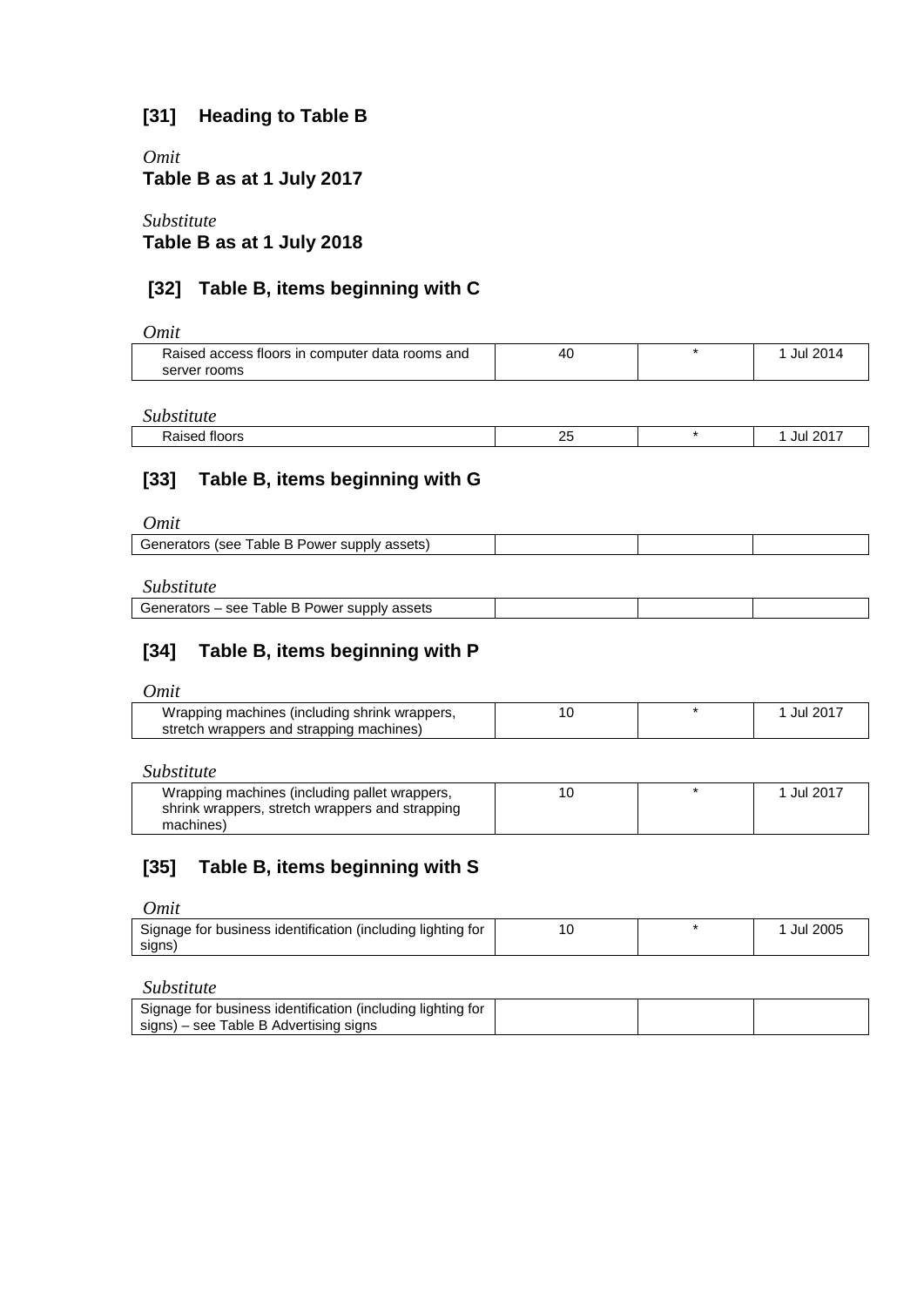## [31] Heading to Table B

*Omit*

**Table B as at 1 July 2017**

*Substitute*

**Table B as at 1 July 2018**

## [32] Table B, items beginning with C

*Omit*

| | | | |
|---|---|---|---|
| Raised access floors in computer data rooms and server rooms | 40 | * | 1 Jul 2014 |

*Substitute*

| | | | |
|---|---|---|---|
| Raised floors | 25 | * | 1 Jul 2017 |

## [33] Table B, items beginning with G

*Omit*

| | | | |
|---|---|---|---|
| Generators (see Table B Power supply assets) | | | |

*Substitute*

| | | | |
|---|---|---|---|
| Generators – see Table B Power supply assets | | | |

## [34] Table B, items beginning with P

*Omit*

| | | | |
|---|---|---|---|
| Wrapping machines (including shrink wrappers, stretch wrappers and strapping machines) | 10 | * | 1 Jul 2017 |

*Substitute*

| | | | |
|---|---|---|---|
| Wrapping machines (including pallet wrappers, shrink wrappers, stretch wrappers and strapping machines) | 10 | * | 1 Jul 2017 |

## [35] Table B, items beginning with S

*Omit*

| | | | |
|---|---|---|---|
| Signage for business identification (including lighting for signs) | 10 | * | 1 Jul 2005 |

*Substitute*

| | | | |
|---|---|---|---|
| Signage for business identification (including lighting for signs) – see Table B Advertising signs | | | |